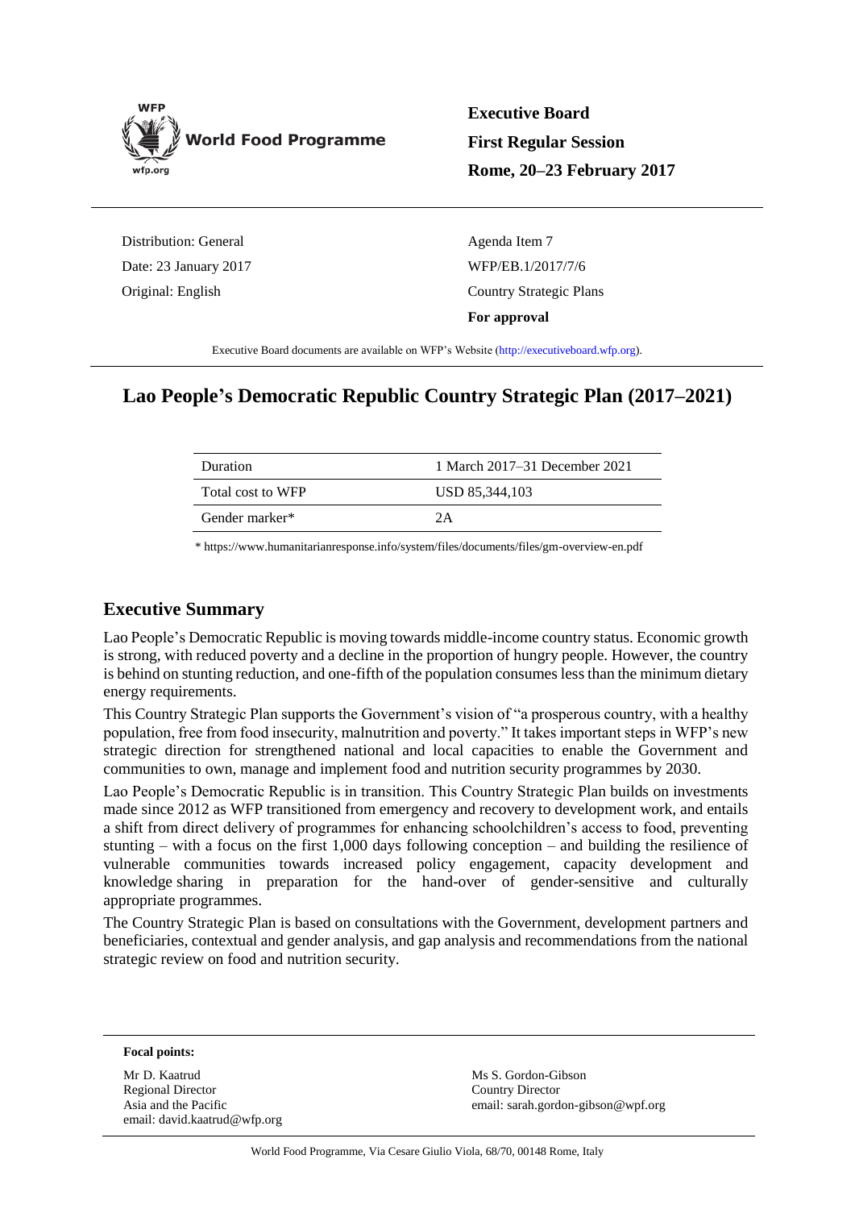WFP
World Food Programme
wfp.org

**Executive Board**
**First Regular Session**
**Rome, 20–23 February 2017**

Distribution: General
Date: 23 January 2017
Original: English

Agenda Item 7
WFP/EB.1/2017/7/6
Country Strategic Plans
**For approval**

Executive Board documents are available on WFP's Website (http://executiveboard.wfp.org).

# Lao People's Democratic Republic Country Strategic Plan (2017–2021)

| Duration | 1 March 2017–31 December 2021 |
|---|---|
| Total cost to WFP | USD 85,344,103 |
| Gender marker* | 2A |

* https://www.humanitarianresponse.info/system/files/documents/files/gm-overview-en.pdf

## Executive Summary

Lao People's Democratic Republic is moving towards middle-income country status. Economic growth is strong, with reduced poverty and a decline in the proportion of hungry people. However, the country is behind on stunting reduction, and one-fifth of the population consumes less than the minimum dietary energy requirements.

This Country Strategic Plan supports the Government's vision of "a prosperous country, with a healthy population, free from food insecurity, malnutrition and poverty." It takes important steps in WFP's new strategic direction for strengthened national and local capacities to enable the Government and communities to own, manage and implement food and nutrition security programmes by 2030.

Lao People's Democratic Republic is in transition. This Country Strategic Plan builds on investments made since 2012 as WFP transitioned from emergency and recovery to development work, and entails a shift from direct delivery of programmes for enhancing schoolchildren's access to food, preventing stunting – with a focus on the first 1,000 days following conception – and building the resilience of vulnerable communities towards increased policy engagement, capacity development and knowledge sharing in preparation for the hand-over of gender-sensitive and culturally appropriate programmes.

The Country Strategic Plan is based on consultations with the Government, development partners and beneficiaries, contextual and gender analysis, and gap analysis and recommendations from the national strategic review on food and nutrition security.

**Focal points:**

Mr D. Kaatrud
Regional Director
Asia and the Pacific
email: david.kaatrud@wfp.org

Ms S. Gordon-Gibson
Country Director
email: sarah.gordon-gibson@wpf.org

World Food Programme, Via Cesare Giulio Viola, 68/70, 00148 Rome, Italy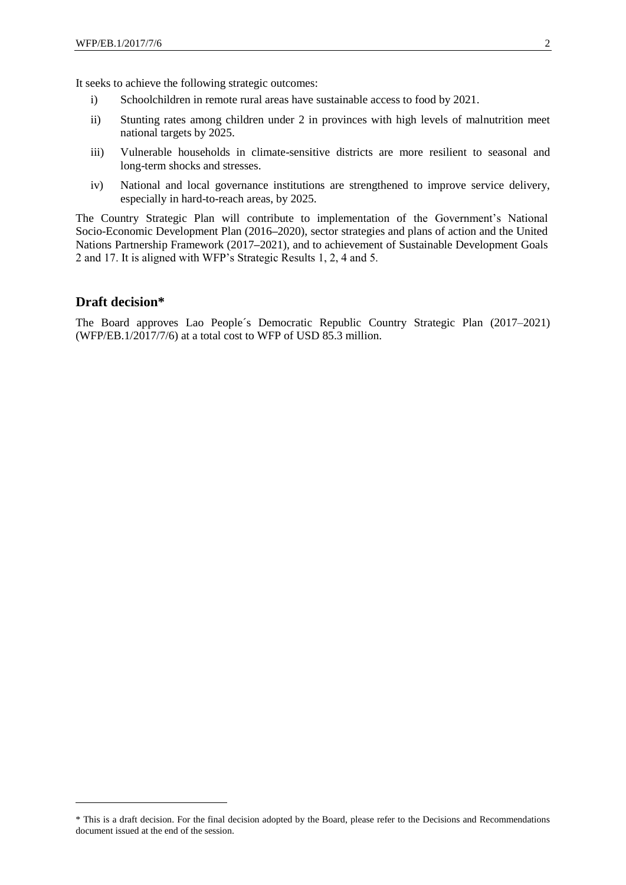It seeks to achieve the following strategic outcomes:

i) Schoolchildren in remote rural areas have sustainable access to food by 2021.

ii) Stunting rates among children under 2 in provinces with high levels of malnutrition meet national targets by 2025.

iii) Vulnerable households in climate-sensitive districts are more resilient to seasonal and long-term shocks and stresses.

iv) National and local governance institutions are strengthened to improve service delivery, especially in hard-to-reach areas, by 2025.

The Country Strategic Plan will contribute to implementation of the Government's National Socio-Economic Development Plan (2016–2020), sector strategies and plans of action and the United Nations Partnership Framework (2017–2021), and to achievement of Sustainable Development Goals 2 and 17. It is aligned with WFP's Strategic Results 1, 2, 4 and 5.

## Draft decision*

The Board approves Lao People´s Democratic Republic Country Strategic Plan (2017–2021) (WFP/EB.1/2017/7/6) at a total cost to WFP of USD 85.3 million.

* This is a draft decision. For the final decision adopted by the Board, please refer to the Decisions and Recommendations document issued at the end of the session.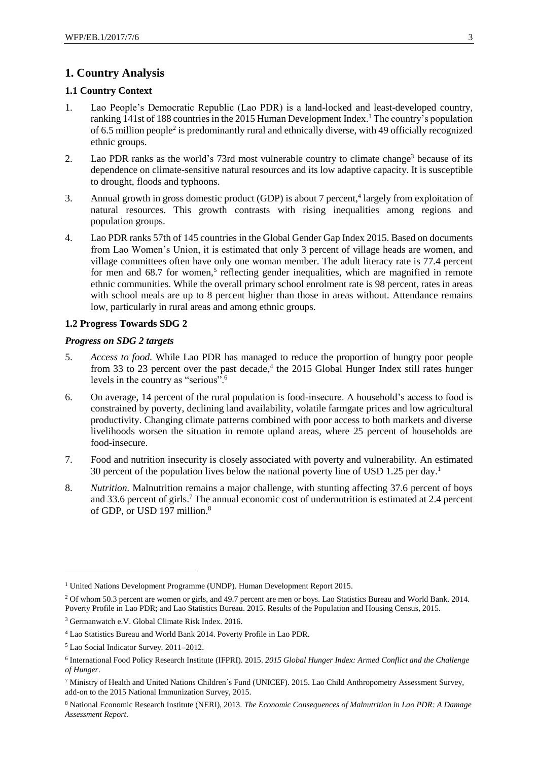# 1. Country Analysis

## 1.1 Country Context

1. Lao People's Democratic Republic (Lao PDR) is a land-locked and least-developed country, ranking 141st of 188 countries in the 2015 Human Development Index.[1] The country's population of 6.5 million people[2] is predominantly rural and ethnically diverse, with 49 officially recognized ethnic groups.

2. Lao PDR ranks as the world's 73rd most vulnerable country to climate change[3] because of its dependence on climate-sensitive natural resources and its low adaptive capacity. It is susceptible to drought, floods and typhoons.

3. Annual growth in gross domestic product (GDP) is about 7 percent,[4] largely from exploitation of natural resources. This growth contrasts with rising inequalities among regions and population groups.

4. Lao PDR ranks 57th of 145 countries in the Global Gender Gap Index 2015. Based on documents from Lao Women's Union, it is estimated that only 3 percent of village heads are women, and village committees often have only one woman member. The adult literacy rate is 77.4 percent for men and 68.7 for women,[5] reflecting gender inequalities, which are magnified in remote ethnic communities. While the overall primary school enrolment rate is 98 percent, rates in areas with school meals are up to 8 percent higher than those in areas without. Attendance remains low, particularly in rural areas and among ethnic groups.

## 1.2 Progress Towards SDG 2

### *Progress on SDG 2 targets*

5. *Access to food.* While Lao PDR has managed to reduce the proportion of hungry poor people from 33 to 23 percent over the past decade,[4] the 2015 Global Hunger Index still rates hunger levels in the country as "serious".[6]

6. On average, 14 percent of the rural population is food-insecure. A household's access to food is constrained by poverty, declining land availability, volatile farmgate prices and low agricultural productivity. Changing climate patterns combined with poor access to both markets and diverse livelihoods worsen the situation in remote upland areas, where 25 percent of households are food-insecure.

7. Food and nutrition insecurity is closely associated with poverty and vulnerability. An estimated 30 percent of the population lives below the national poverty line of USD 1.25 per day.[1]

8. *Nutrition.* Malnutrition remains a major challenge, with stunting affecting 37.6 percent of boys and 33.6 percent of girls.[7] The annual economic cost of undernutrition is estimated at 2.4 percent of GDP, or USD 197 million.[8]

---

[1] United Nations Development Programme (UNDP). Human Development Report 2015.

[2] Of whom 50.3 percent are women or girls, and 49.7 percent are men or boys. Lao Statistics Bureau and World Bank. 2014. Poverty Profile in Lao PDR; and Lao Statistics Bureau. 2015. Results of the Population and Housing Census, 2015.

[3] Germanwatch e.V. Global Climate Risk Index. 2016.

[4] Lao Statistics Bureau and World Bank 2014. Poverty Profile in Lao PDR.

[5] Lao Social Indicator Survey. 2011–2012.

[6] International Food Policy Research Institute (IFPRI). 2015. *2015 Global Hunger Index: Armed Conflict and the Challenge of Hunger*.

[7] Ministry of Health and United Nations Children´s Fund (UNICEF). 2015. Lao Child Anthropometry Assessment Survey, add-on to the 2015 National Immunization Survey, 2015.

[8] National Economic Research Institute (NERI), 2013. *The Economic Consequences of Malnutrition in Lao PDR: A Damage Assessment Report*.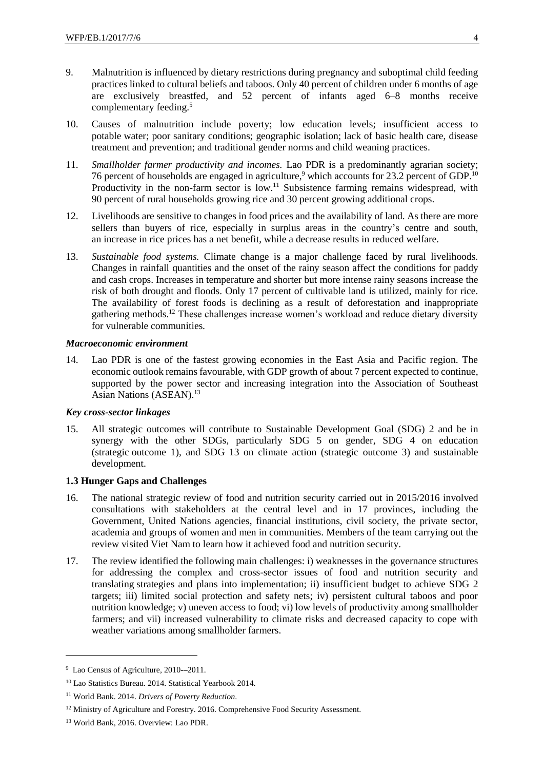9. Malnutrition is influenced by dietary restrictions during pregnancy and suboptimal child feeding practices linked to cultural beliefs and taboos. Only 40 percent of children under 6 months of age are exclusively breastfed, and 52 percent of infants aged 6–8 months receive complementary feeding.[5]

10. Causes of malnutrition include poverty; low education levels; insufficient access to potable water; poor sanitary conditions; geographic isolation; lack of basic health care, disease treatment and prevention; and traditional gender norms and child weaning practices.

11. *Smallholder farmer productivity and incomes.* Lao PDR is a predominantly agrarian society; 76 percent of households are engaged in agriculture,[9] which accounts for 23.2 percent of GDP.[10] Productivity in the non-farm sector is low.[11] Subsistence farming remains widespread, with 90 percent of rural households growing rice and 30 percent growing additional crops.

12. Livelihoods are sensitive to changes in food prices and the availability of land. As there are more sellers than buyers of rice, especially in surplus areas in the country's centre and south, an increase in rice prices has a net benefit, while a decrease results in reduced welfare.

13. *Sustainable food systems.* Climate change is a major challenge faced by rural livelihoods. Changes in rainfall quantities and the onset of the rainy season affect the conditions for paddy and cash crops. Increases in temperature and shorter but more intense rainy seasons increase the risk of both drought and floods. Only 17 percent of cultivable land is utilized, mainly for rice. The availability of forest foods is declining as a result of deforestation and inappropriate gathering methods.[12] These challenges increase women's workload and reduce dietary diversity for vulnerable communities.

***Macroeconomic environment***

14. Lao PDR is one of the fastest growing economies in the East Asia and Pacific region. The economic outlook remains favourable, with GDP growth of about 7 percent expected to continue, supported by the power sector and increasing integration into the Association of Southeast Asian Nations (ASEAN).[13]

***Key cross-sector linkages***

15. All strategic outcomes will contribute to Sustainable Development Goal (SDG) 2 and be in synergy with the other SDGs, particularly SDG 5 on gender, SDG 4 on education (strategic outcome 1), and SDG 13 on climate action (strategic outcome 3) and sustainable development.

**1.3 Hunger Gaps and Challenges**

16. The national strategic review of food and nutrition security carried out in 2015/2016 involved consultations with stakeholders at the central level and in 17 provinces, including the Government, United Nations agencies, financial institutions, civil society, the private sector, academia and groups of women and men in communities. Members of the team carrying out the review visited Viet Nam to learn how it achieved food and nutrition security.

17. The review identified the following main challenges: i) weaknesses in the governance structures for addressing the complex and cross-sector issues of food and nutrition security and translating strategies and plans into implementation; ii) insufficient budget to achieve SDG 2 targets; iii) limited social protection and safety nets; iv) persistent cultural taboos and poor nutrition knowledge; v) uneven access to food; vi) low levels of productivity among smallholder farmers; and vii) increased vulnerability to climate risks and decreased capacity to cope with weather variations among smallholder farmers.

---

[9] Lao Census of Agriculture, 2010-–2011.

[10] Lao Statistics Bureau. 2014. Statistical Yearbook 2014.

[11] World Bank. 2014. *Drivers of Poverty Reduction.*

[12] Ministry of Agriculture and Forestry. 2016. Comprehensive Food Security Assessment.

[13] World Bank, 2016. Overview: Lao PDR.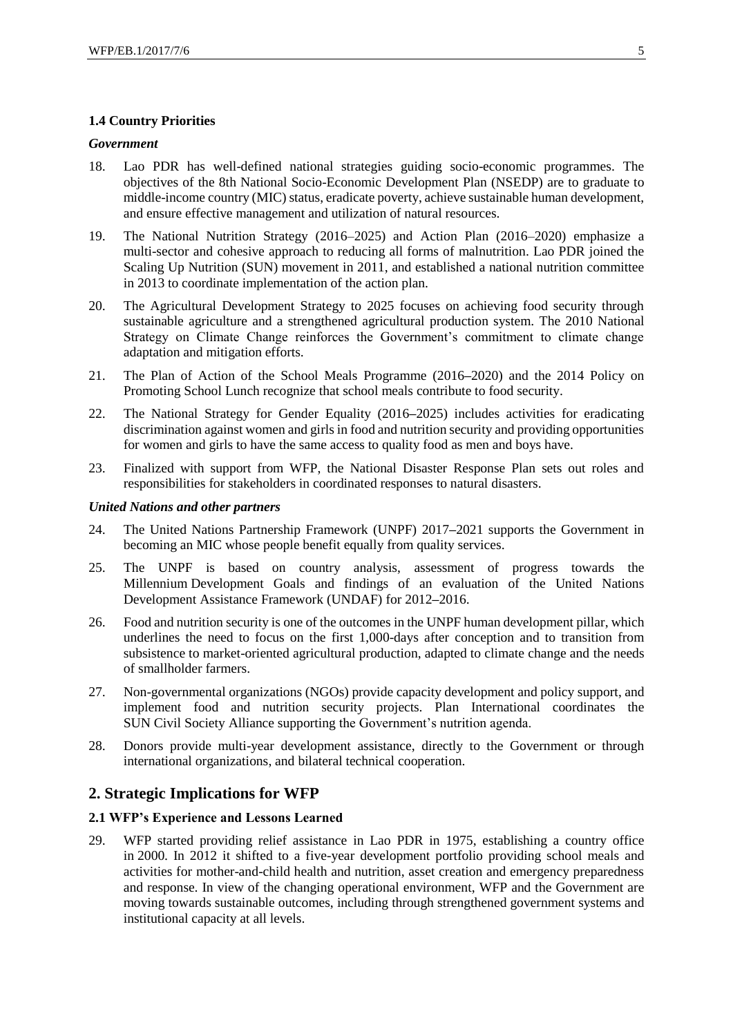### 1.4 Country Priorities

***Government***

18. Lao PDR has well-defined national strategies guiding socio-economic programmes. The objectives of the 8th National Socio-Economic Development Plan (NSEDP) are to graduate to middle-income country (MIC) status, eradicate poverty, achieve sustainable human development, and ensure effective management and utilization of natural resources.

19. The National Nutrition Strategy (2016–2025) and Action Plan (2016–2020) emphasize a multi-sector and cohesive approach to reducing all forms of malnutrition. Lao PDR joined the Scaling Up Nutrition (SUN) movement in 2011, and established a national nutrition committee in 2013 to coordinate implementation of the action plan.

20. The Agricultural Development Strategy to 2025 focuses on achieving food security through sustainable agriculture and a strengthened agricultural production system. The 2010 National Strategy on Climate Change reinforces the Government's commitment to climate change adaptation and mitigation efforts.

21. The Plan of Action of the School Meals Programme (2016–2020) and the 2014 Policy on Promoting School Lunch recognize that school meals contribute to food security.

22. The National Strategy for Gender Equality (2016–2025) includes activities for eradicating discrimination against women and girls in food and nutrition security and providing opportunities for women and girls to have the same access to quality food as men and boys have.

23. Finalized with support from WFP, the National Disaster Response Plan sets out roles and responsibilities for stakeholders in coordinated responses to natural disasters.

***United Nations and other partners***

24. The United Nations Partnership Framework (UNPF) 2017–2021 supports the Government in becoming an MIC whose people benefit equally from quality services.

25. The UNPF is based on country analysis, assessment of progress towards the Millennium Development Goals and findings of an evaluation of the United Nations Development Assistance Framework (UNDAF) for 2012–2016.

26. Food and nutrition security is one of the outcomes in the UNPF human development pillar, which underlines the need to focus on the first 1,000-days after conception and to transition from subsistence to market-oriented agricultural production, adapted to climate change and the needs of smallholder farmers.

27. Non-governmental organizations (NGOs) provide capacity development and policy support, and implement food and nutrition security projects. Plan International coordinates the SUN Civil Society Alliance supporting the Government's nutrition agenda.

28. Donors provide multi-year development assistance, directly to the Government or through international organizations, and bilateral technical cooperation.

## 2. Strategic Implications for WFP

### 2.1 WFP's Experience and Lessons Learned

29. WFP started providing relief assistance in Lao PDR in 1975, establishing a country office in 2000. In 2012 it shifted to a five-year development portfolio providing school meals and activities for mother-and-child health and nutrition, asset creation and emergency preparedness and response. In view of the changing operational environment, WFP and the Government are moving towards sustainable outcomes, including through strengthened government systems and institutional capacity at all levels.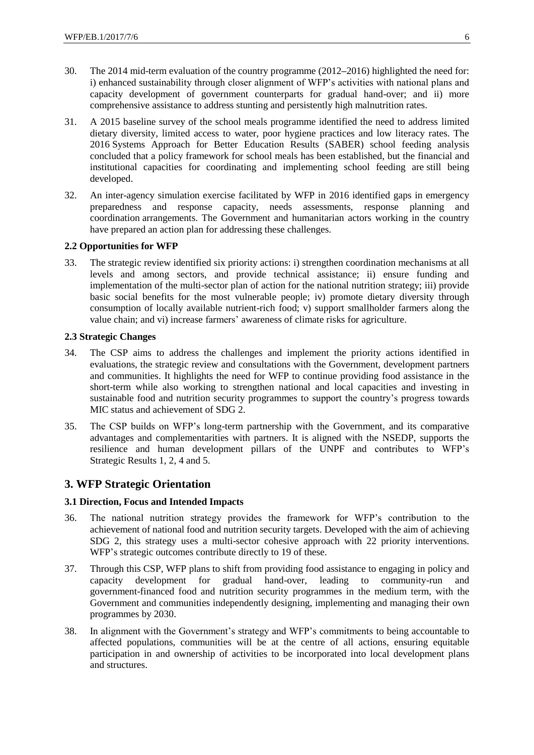30. The 2014 mid-term evaluation of the country programme (2012–2016) highlighted the need for: i) enhanced sustainability through closer alignment of WFP's activities with national plans and capacity development of government counterparts for gradual hand-over; and ii) more comprehensive assistance to address stunting and persistently high malnutrition rates.

31. A 2015 baseline survey of the school meals programme identified the need to address limited dietary diversity, limited access to water, poor hygiene practices and low literacy rates. The 2016 Systems Approach for Better Education Results (SABER) school feeding analysis concluded that a policy framework for school meals has been established, but the financial and institutional capacities for coordinating and implementing school feeding are still being developed.

32. An inter-agency simulation exercise facilitated by WFP in 2016 identified gaps in emergency preparedness and response capacity, needs assessments, response planning and coordination arrangements. The Government and humanitarian actors working in the country have prepared an action plan for addressing these challenges.

### 2.2 Opportunities for WFP

33. The strategic review identified six priority actions: i) strengthen coordination mechanisms at all levels and among sectors, and provide technical assistance; ii) ensure funding and implementation of the multi-sector plan of action for the national nutrition strategy; iii) provide basic social benefits for the most vulnerable people; iv) promote dietary diversity through consumption of locally available nutrient-rich food; v) support smallholder farmers along the value chain; and vi) increase farmers' awareness of climate risks for agriculture.

### 2.3 Strategic Changes

34. The CSP aims to address the challenges and implement the priority actions identified in evaluations, the strategic review and consultations with the Government, development partners and communities. It highlights the need for WFP to continue providing food assistance in the short-term while also working to strengthen national and local capacities and investing in sustainable food and nutrition security programmes to support the country's progress towards MIC status and achievement of SDG 2.

35. The CSP builds on WFP's long-term partnership with the Government, and its comparative advantages and complementarities with partners. It is aligned with the NSEDP, supports the resilience and human development pillars of the UNPF and contributes to WFP's Strategic Results 1, 2, 4 and 5.

## 3. WFP Strategic Orientation

### 3.1 Direction, Focus and Intended Impacts

36. The national nutrition strategy provides the framework for WFP's contribution to the achievement of national food and nutrition security targets. Developed with the aim of achieving SDG 2, this strategy uses a multi-sector cohesive approach with 22 priority interventions. WFP's strategic outcomes contribute directly to 19 of these.

37. Through this CSP, WFP plans to shift from providing food assistance to engaging in policy and capacity development for gradual hand-over, leading to community-run and government-financed food and nutrition security programmes in the medium term, with the Government and communities independently designing, implementing and managing their own programmes by 2030.

38. In alignment with the Government's strategy and WFP's commitments to being accountable to affected populations, communities will be at the centre of all actions, ensuring equitable participation in and ownership of activities to be incorporated into local development plans and structures.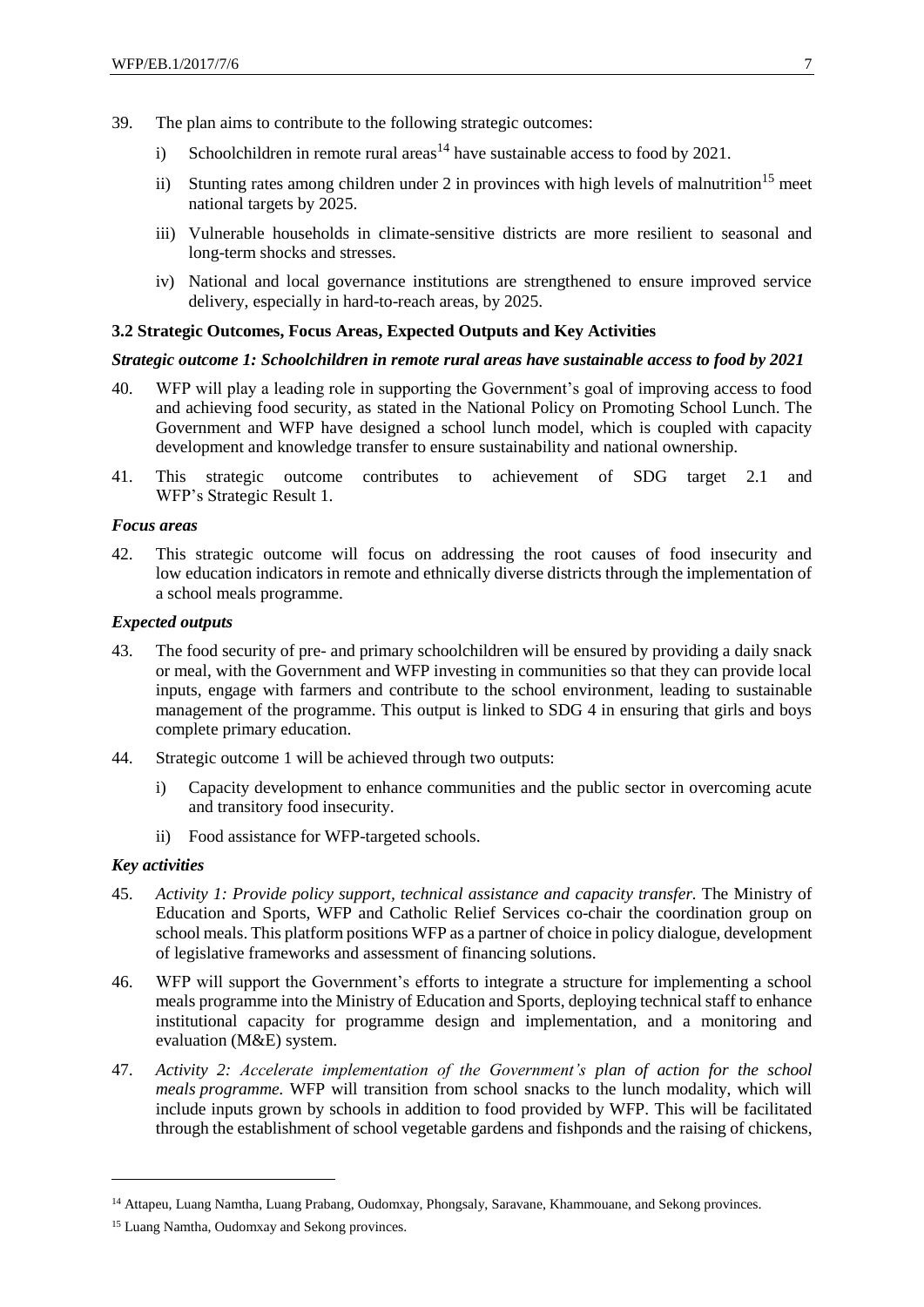39. The plan aims to contribute to the following strategic outcomes:

    i) Schoolchildren in remote rural areas[14] have sustainable access to food by 2021.

    ii) Stunting rates among children under 2 in provinces with high levels of malnutrition[15] meet national targets by 2025.

    iii) Vulnerable households in climate-sensitive districts are more resilient to seasonal and long-term shocks and stresses.

    iv) National and local governance institutions are strengthened to ensure improved service delivery, especially in hard-to-reach areas, by 2025.

### 3.2 Strategic Outcomes, Focus Areas, Expected Outputs and Key Activities

***Strategic outcome 1: Schoolchildren in remote rural areas have sustainable access to food by 2021***

40. WFP will play a leading role in supporting the Government's goal of improving access to food and achieving food security, as stated in the National Policy on Promoting School Lunch. The Government and WFP have designed a school lunch model, which is coupled with capacity development and knowledge transfer to ensure sustainability and national ownership.

41. This strategic outcome contributes to achievement of SDG target 2.1 and WFP's Strategic Result 1.

***Focus areas***

42. This strategic outcome will focus on addressing the root causes of food insecurity and low education indicators in remote and ethnically diverse districts through the implementation of a school meals programme.

***Expected outputs***

43. The food security of pre- and primary schoolchildren will be ensured by providing a daily snack or meal, with the Government and WFP investing in communities so that they can provide local inputs, engage with farmers and contribute to the school environment, leading to sustainable management of the programme. This output is linked to SDG 4 in ensuring that girls and boys complete primary education.

44. Strategic outcome 1 will be achieved through two outputs:

    i) Capacity development to enhance communities and the public sector in overcoming acute and transitory food insecurity.

    ii) Food assistance for WFP-targeted schools.

***Key activities***

45. *Activity 1: Provide policy support, technical assistance and capacity transfer.* The Ministry of Education and Sports, WFP and Catholic Relief Services co-chair the coordination group on school meals. This platform positions WFP as a partner of choice in policy dialogue, development of legislative frameworks and assessment of financing solutions.

46. WFP will support the Government's efforts to integrate a structure for implementing a school meals programme into the Ministry of Education and Sports, deploying technical staff to enhance institutional capacity for programme design and implementation, and a monitoring and evaluation (M&E) system.

47. *Activity 2: Accelerate implementation of the Government's plan of action for the school meals programme.* WFP will transition from school snacks to the lunch modality, which will include inputs grown by schools in addition to food provided by WFP. This will be facilitated through the establishment of school vegetable gardens and fishponds and the raising of chickens,

---

[14] Attapeu, Luang Namtha, Luang Prabang, Oudomxay, Phongsaly, Saravane, Khammouane, and Sekong provinces.

[15] Luang Namtha, Oudomxay and Sekong provinces.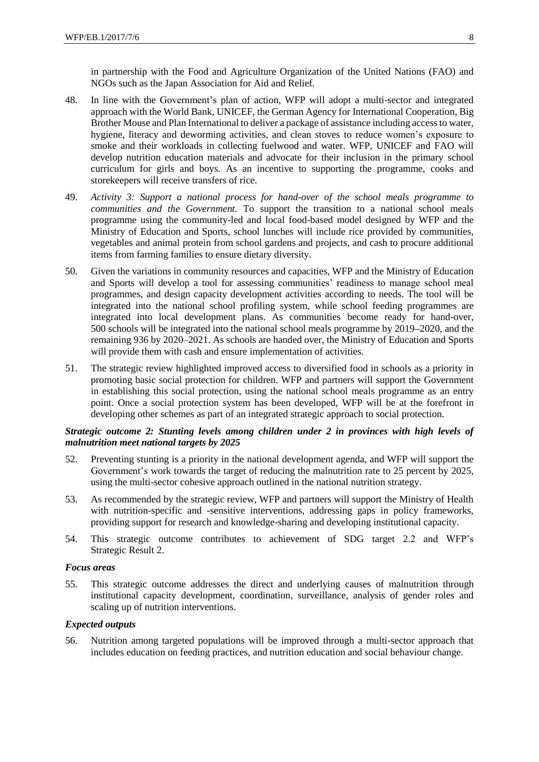in partnership with the Food and Agriculture Organization of the United Nations (FAO) and NGOs such as the Japan Association for Aid and Relief.

48. In line with the Government's plan of action, WFP will adopt a multi-sector and integrated approach with the World Bank, UNICEF, the German Agency for International Cooperation, Big Brother Mouse and Plan International to deliver a package of assistance including access to water, hygiene, literacy and deworming activities, and clean stoves to reduce women's exposure to smoke and their workloads in collecting fuelwood and water. WFP, UNICEF and FAO will develop nutrition education materials and advocate for their inclusion in the primary school curriculum for girls and boys. As an incentive to supporting the programme, cooks and storekeepers will receive transfers of rice.

49. *Activity 3: Support a national process for hand-over of the school meals programme to communities and the Government.* To support the transition to a national school meals programme using the community-led and local food-based model designed by WFP and the Ministry of Education and Sports, school lunches will include rice provided by communities, vegetables and animal protein from school gardens and projects, and cash to procure additional items from farming families to ensure dietary diversity.

50. Given the variations in community resources and capacities, WFP and the Ministry of Education and Sports will develop a tool for assessing communities' readiness to manage school meal programmes, and design capacity development activities according to needs. The tool will be integrated into the national school profiling system, while school feeding programmes are integrated into local development plans. As communities become ready for hand-over, 500 schools will be integrated into the national school meals programme by 2019–2020, and the remaining 936 by 2020–2021. As schools are handed over, the Ministry of Education and Sports will provide them with cash and ensure implementation of activities.

51. The strategic review highlighted improved access to diversified food in schools as a priority in promoting basic social protection for children. WFP and partners will support the Government in establishing this social protection, using the national school meals programme as an entry point. Once a social protection system has been developed, WFP will be at the forefront in developing other schemes as part of an integrated strategic approach to social protection.

***Strategic outcome 2: Stunting levels among children under 2 in provinces with high levels of malnutrition meet national targets by 2025***

52. Preventing stunting is a priority in the national development agenda, and WFP will support the Government's work towards the target of reducing the malnutrition rate to 25 percent by 2025, using the multi-sector cohesive approach outlined in the national nutrition strategy.

53. As recommended by the strategic review, WFP and partners will support the Ministry of Health with nutrition-specific and -sensitive interventions, addressing gaps in policy frameworks, providing support for research and knowledge-sharing and developing institutional capacity.

54. This strategic outcome contributes to achievement of SDG target 2.2 and WFP's Strategic Result 2.

***Focus areas***

55. This strategic outcome addresses the direct and underlying causes of malnutrition through institutional capacity development, coordination, surveillance, analysis of gender roles and scaling up of nutrition interventions.

***Expected outputs***

56. Nutrition among targeted populations will be improved through a multi-sector approach that includes education on feeding practices, and nutrition education and social behaviour change.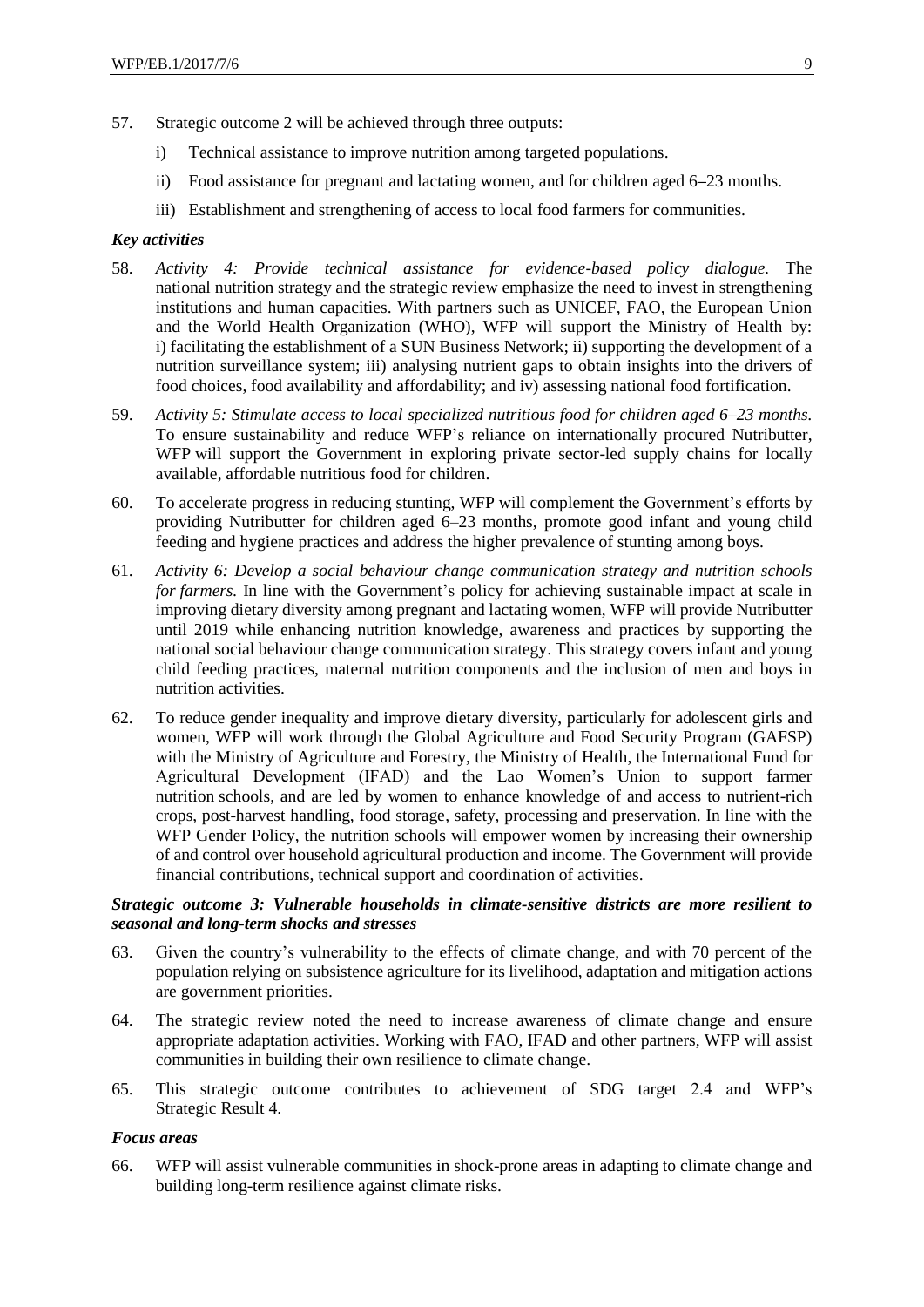57. Strategic outcome 2 will be achieved through three outputs:

    i) Technical assistance to improve nutrition among targeted populations.

    ii) Food assistance for pregnant and lactating women, and for children aged 6–23 months.

    iii) Establishment and strengthening of access to local food farmers for communities.

### *Key activities*

58. *Activity 4: Provide technical assistance for evidence-based policy dialogue.* The national nutrition strategy and the strategic review emphasize the need to invest in strengthening institutions and human capacities. With partners such as UNICEF, FAO, the European Union and the World Health Organization (WHO), WFP will support the Ministry of Health by: i) facilitating the establishment of a SUN Business Network; ii) supporting the development of a nutrition surveillance system; iii) analysing nutrient gaps to obtain insights into the drivers of food choices, food availability and affordability; and iv) assessing national food fortification.

59. *Activity 5: Stimulate access to local specialized nutritious food for children aged 6–23 months.* To ensure sustainability and reduce WFP's reliance on internationally procured Nutributter, WFP will support the Government in exploring private sector-led supply chains for locally available, affordable nutritious food for children.

60. To accelerate progress in reducing stunting, WFP will complement the Government's efforts by providing Nutributter for children aged 6–23 months, promote good infant and young child feeding and hygiene practices and address the higher prevalence of stunting among boys.

61. *Activity 6: Develop a social behaviour change communication strategy and nutrition schools for farmers.* In line with the Government's policy for achieving sustainable impact at scale in improving dietary diversity among pregnant and lactating women, WFP will provide Nutributter until 2019 while enhancing nutrition knowledge, awareness and practices by supporting the national social behaviour change communication strategy. This strategy covers infant and young child feeding practices, maternal nutrition components and the inclusion of men and boys in nutrition activities.

62. To reduce gender inequality and improve dietary diversity, particularly for adolescent girls and women, WFP will work through the Global Agriculture and Food Security Program (GAFSP) with the Ministry of Agriculture and Forestry, the Ministry of Health, the International Fund for Agricultural Development (IFAD) and the Lao Women's Union to support farmer nutrition schools, and are led by women to enhance knowledge of and access to nutrient-rich crops, post-harvest handling, food storage, safety, processing and preservation. In line with the WFP Gender Policy, the nutrition schools will empower women by increasing their ownership of and control over household agricultural production and income. The Government will provide financial contributions, technical support and coordination of activities.

### *Strategic outcome 3: Vulnerable households in climate-sensitive districts are more resilient to seasonal and long-term shocks and stresses*

63. Given the country's vulnerability to the effects of climate change, and with 70 percent of the population relying on subsistence agriculture for its livelihood, adaptation and mitigation actions are government priorities.

64. The strategic review noted the need to increase awareness of climate change and ensure appropriate adaptation activities. Working with FAO, IFAD and other partners, WFP will assist communities in building their own resilience to climate change.

65. This strategic outcome contributes to achievement of SDG target 2.4 and WFP's Strategic Result 4.

### *Focus areas*

66. WFP will assist vulnerable communities in shock-prone areas in adapting to climate change and building long-term resilience against climate risks.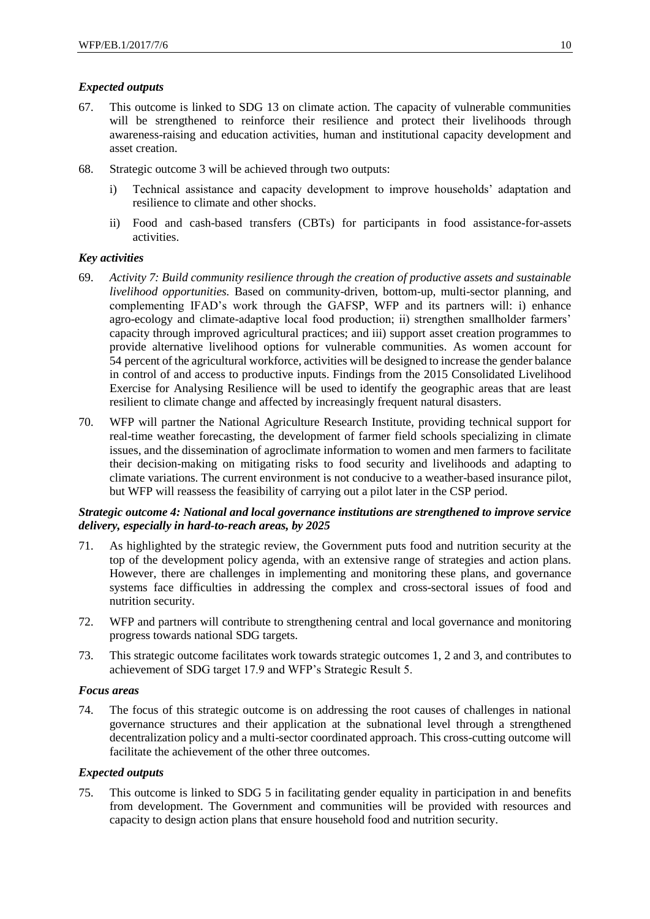***Expected outputs***

67. This outcome is linked to SDG 13 on climate action. The capacity of vulnerable communities will be strengthened to reinforce their resilience and protect their livelihoods through awareness-raising and education activities, human and institutional capacity development and asset creation.

68. Strategic outcome 3 will be achieved through two outputs:

    i) Technical assistance and capacity development to improve households' adaptation and resilience to climate and other shocks.

    ii) Food and cash-based transfers (CBTs) for participants in food assistance-for-assets activities.

***Key activities***

69. *Activity 7: Build community resilience through the creation of productive assets and sustainable livelihood opportunities.* Based on community-driven, bottom-up, multi-sector planning, and complementing IFAD's work through the GAFSP, WFP and its partners will: i) enhance agro-ecology and climate-adaptive local food production; ii) strengthen smallholder farmers' capacity through improved agricultural practices; and iii) support asset creation programmes to provide alternative livelihood options for vulnerable communities. As women account for 54 percent of the agricultural workforce, activities will be designed to increase the gender balance in control of and access to productive inputs. Findings from the 2015 Consolidated Livelihood Exercise for Analysing Resilience will be used to identify the geographic areas that are least resilient to climate change and affected by increasingly frequent natural disasters.

70. WFP will partner the National Agriculture Research Institute, providing technical support for real-time weather forecasting, the development of farmer field schools specializing in climate issues, and the dissemination of agroclimate information to women and men farmers to facilitate their decision-making on mitigating risks to food security and livelihoods and adapting to climate variations. The current environment is not conducive to a weather-based insurance pilot, but WFP will reassess the feasibility of carrying out a pilot later in the CSP period.

***Strategic outcome 4: National and local governance institutions are strengthened to improve service delivery, especially in hard-to-reach areas, by 2025***

71. As highlighted by the strategic review, the Government puts food and nutrition security at the top of the development policy agenda, with an extensive range of strategies and action plans. However, there are challenges in implementing and monitoring these plans, and governance systems face difficulties in addressing the complex and cross-sectoral issues of food and nutrition security.

72. WFP and partners will contribute to strengthening central and local governance and monitoring progress towards national SDG targets.

73. This strategic outcome facilitates work towards strategic outcomes 1, 2 and 3, and contributes to achievement of SDG target 17.9 and WFP's Strategic Result 5.

***Focus areas***

74. The focus of this strategic outcome is on addressing the root causes of challenges in national governance structures and their application at the subnational level through a strengthened decentralization policy and a multi-sector coordinated approach. This cross-cutting outcome will facilitate the achievement of the other three outcomes.

***Expected outputs***

75. This outcome is linked to SDG 5 in facilitating gender equality in participation in and benefits from development. The Government and communities will be provided with resources and capacity to design action plans that ensure household food and nutrition security.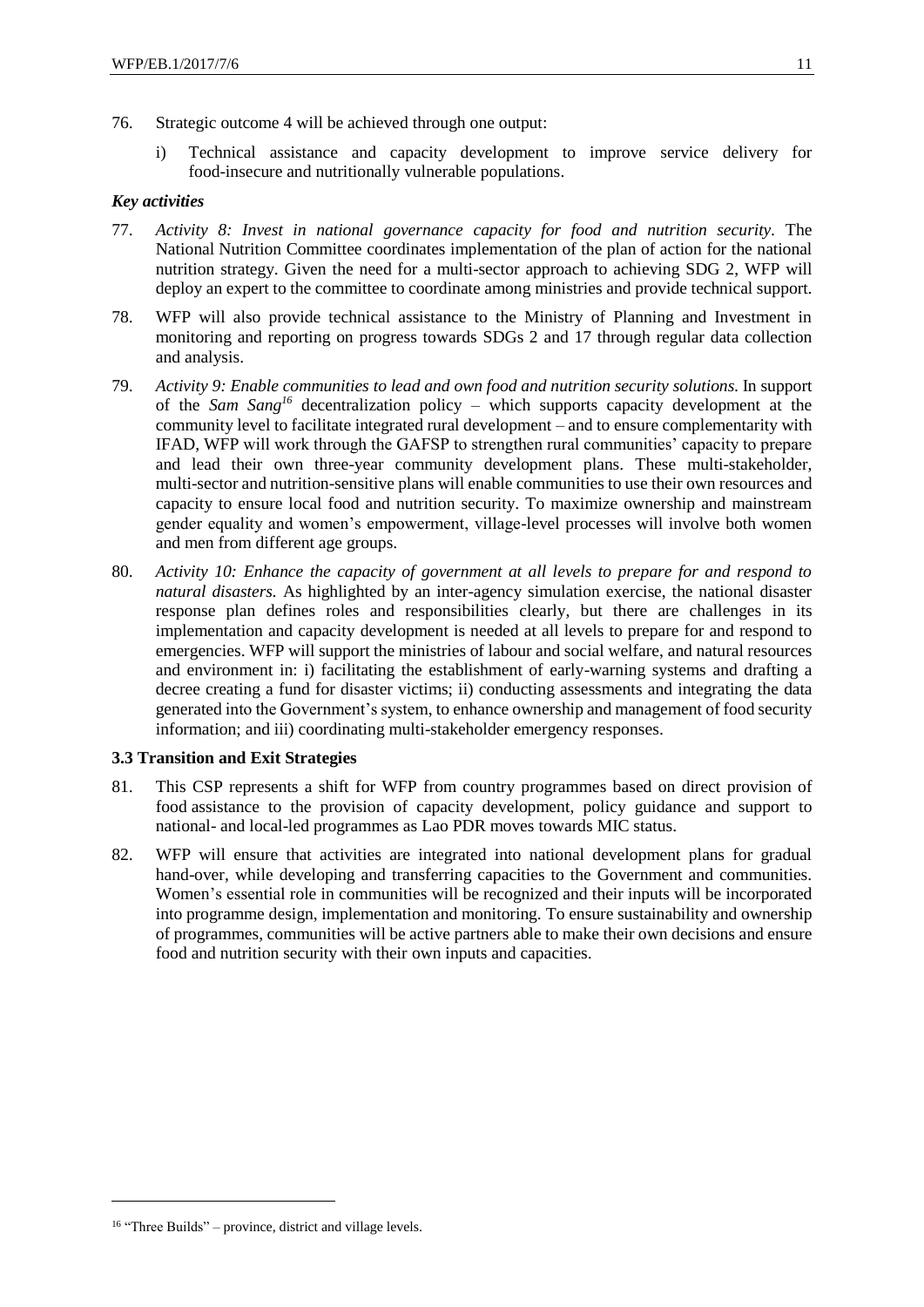76. Strategic outcome 4 will be achieved through one output:

    i) Technical assistance and capacity development to improve service delivery for food-insecure and nutritionally vulnerable populations.

***Key activities***

77. *Activity 8: Invest in national governance capacity for food and nutrition security.* The National Nutrition Committee coordinates implementation of the plan of action for the national nutrition strategy. Given the need for a multi-sector approach to achieving SDG 2, WFP will deploy an expert to the committee to coordinate among ministries and provide technical support.

78. WFP will also provide technical assistance to the Ministry of Planning and Investment in monitoring and reporting on progress towards SDGs 2 and 17 through regular data collection and analysis.

79. *Activity 9: Enable communities to lead and own food and nutrition security solutions.* In support of the *Sam Sang*[16] decentralization policy – which supports capacity development at the community level to facilitate integrated rural development – and to ensure complementarity with IFAD, WFP will work through the GAFSP to strengthen rural communities' capacity to prepare and lead their own three-year community development plans. These multi-stakeholder, multi-sector and nutrition-sensitive plans will enable communities to use their own resources and capacity to ensure local food and nutrition security. To maximize ownership and mainstream gender equality and women's empowerment, village-level processes will involve both women and men from different age groups.

80. *Activity 10: Enhance the capacity of government at all levels to prepare for and respond to natural disasters.* As highlighted by an inter-agency simulation exercise, the national disaster response plan defines roles and responsibilities clearly, but there are challenges in its implementation and capacity development is needed at all levels to prepare for and respond to emergencies. WFP will support the ministries of labour and social welfare, and natural resources and environment in: i) facilitating the establishment of early-warning systems and drafting a decree creating a fund for disaster victims; ii) conducting assessments and integrating the data generated into the Government's system, to enhance ownership and management of food security information; and iii) coordinating multi-stakeholder emergency responses.

### 3.3 Transition and Exit Strategies

81. This CSP represents a shift for WFP from country programmes based on direct provision of food assistance to the provision of capacity development, policy guidance and support to national- and local-led programmes as Lao PDR moves towards MIC status.

82. WFP will ensure that activities are integrated into national development plans for gradual hand-over, while developing and transferring capacities to the Government and communities. Women's essential role in communities will be recognized and their inputs will be incorporated into programme design, implementation and monitoring. To ensure sustainability and ownership of programmes, communities will be active partners able to make their own decisions and ensure food and nutrition security with their own inputs and capacities.

---

[16] "Three Builds" – province, district and village levels.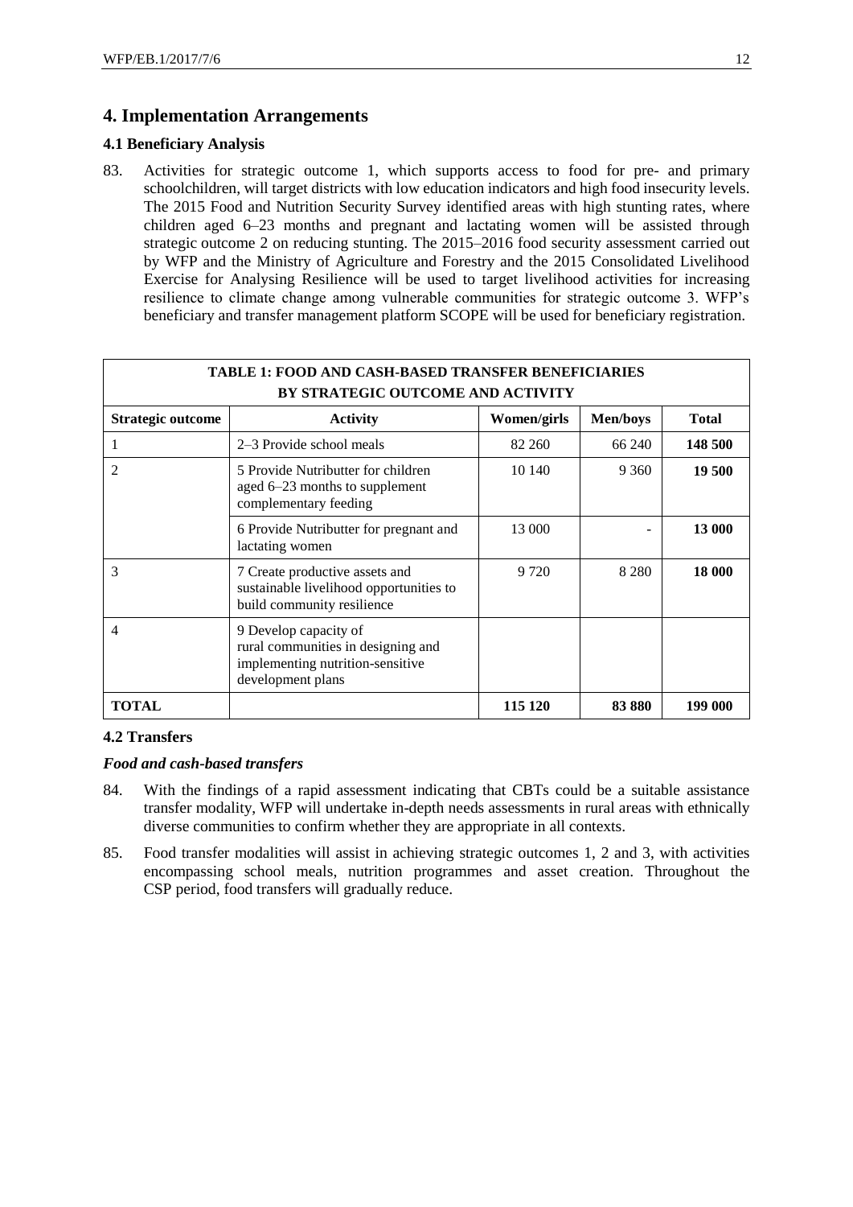## 4. Implementation Arrangements

### 4.1 Beneficiary Analysis

83. Activities for strategic outcome 1, which supports access to food for pre- and primary schoolchildren, will target districts with low education indicators and high food insecurity levels. The 2015 Food and Nutrition Security Survey identified areas with high stunting rates, where children aged 6–23 months and pregnant and lactating women will be assisted through strategic outcome 2 on reducing stunting. The 2015–2016 food security assessment carried out by WFP and the Ministry of Agriculture and Forestry and the 2015 Consolidated Livelihood Exercise for Analysing Resilience will be used to target livelihood activities for increasing resilience to climate change among vulnerable communities for strategic outcome 3. WFP's beneficiary and transfer management platform SCOPE will be used for beneficiary registration.

**TABLE 1: FOOD AND CASH-BASED TRANSFER BENEFICIARIES BY STRATEGIC OUTCOME AND ACTIVITY**

| Strategic outcome | Activity | Women/girls | Men/boys | Total |
|---|---|---|---|---|
| 1 | 2–3 Provide school meals | 82 260 | 66 240 | **148 500** |
| 2 | 5 Provide Nutributter for children aged 6–23 months to supplement complementary feeding | 10 140 | 9 360 | **19 500** |
| | 6 Provide Nutributter for pregnant and lactating women | 13 000 | - | **13 000** |
| 3 | 7 Create productive assets and sustainable livelihood opportunities to build community resilience | 9 720 | 8 280 | **18 000** |
| 4 | 9 Develop capacity of rural communities in designing and implementing nutrition-sensitive development plans | | | |
| **TOTAL** | | **115 120** | **83 880** | **199 000** |

### 4.2 Transfers

***Food and cash-based transfers***

84. With the findings of a rapid assessment indicating that CBTs could be a suitable assistance transfer modality, WFP will undertake in-depth needs assessments in rural areas with ethnically diverse communities to confirm whether they are appropriate in all contexts.

85. Food transfer modalities will assist in achieving strategic outcomes 1, 2 and 3, with activities encompassing school meals, nutrition programmes and asset creation. Throughout the CSP period, food transfers will gradually reduce.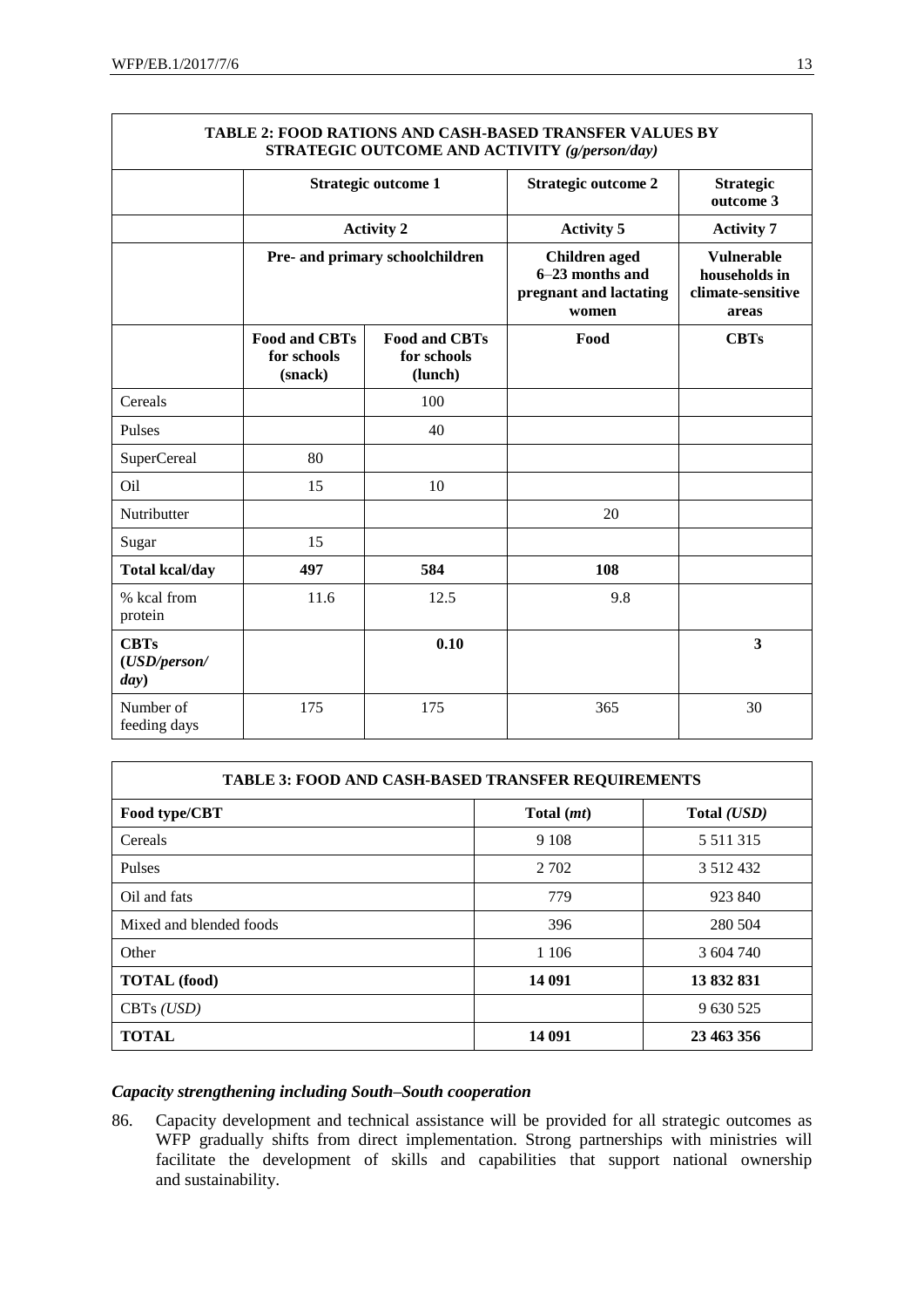| TABLE 2: FOOD RATIONS AND CASH-BASED TRANSFER VALUES BY STRATEGIC OUTCOME AND ACTIVITY *(g/person/day)* | | | | |
|---|---|---|---|---|
| | **Strategic outcome 1** | | **Strategic outcome 2** | **Strategic outcome 3** |
| | **Activity 2** | | **Activity 5** | **Activity 7** |
| | **Pre- and primary schoolchildren** | | **Children aged 6–23 months and pregnant and lactating women** | **Vulnerable households in climate-sensitive areas** |
| | **Food and CBTs for schools (snack)** | **Food and CBTs for schools (lunch)** | **Food** | **CBTs** |
| Cereals | | 100 | | |
| Pulses | | 40 | | |
| SuperCereal | 80 | | | |
| Oil | 15 | 10 | | |
| Nutributter | | | 20 | |
| Sugar | 15 | | | |
| **Total kcal/day** | **497** | **584** | **108** | |
| % kcal from protein | 11.6 | 12.5 | 9.8 | |
| **CBTs (*USD/person/ day*)** | | **0.10** | | **3** |
| Number of feeding days | 175 | 175 | 365 | 30 |

| TABLE 3: FOOD AND CASH-BASED TRANSFER REQUIREMENTS | | |
|---|---|---|
| **Food type/CBT** | **Total (*mt*)** | **Total *(USD)*** |
| Cereals | 9 108 | 5 511 315 |
| Pulses | 2 702 | 3 512 432 |
| Oil and fats | 779 | 923 840 |
| Mixed and blended foods | 396 | 280 504 |
| Other | 1 106 | 3 604 740 |
| **TOTAL (food)** | **14 091** | **13 832 831** |
| CBTs *(USD)* | | 9 630 525 |
| **TOTAL** | **14 091** | **23 463 356** |

### *Capacity strengthening including South–South cooperation*

86. Capacity development and technical assistance will be provided for all strategic outcomes as WFP gradually shifts from direct implementation. Strong partnerships with ministries will facilitate the development of skills and capabilities that support national ownership and sustainability.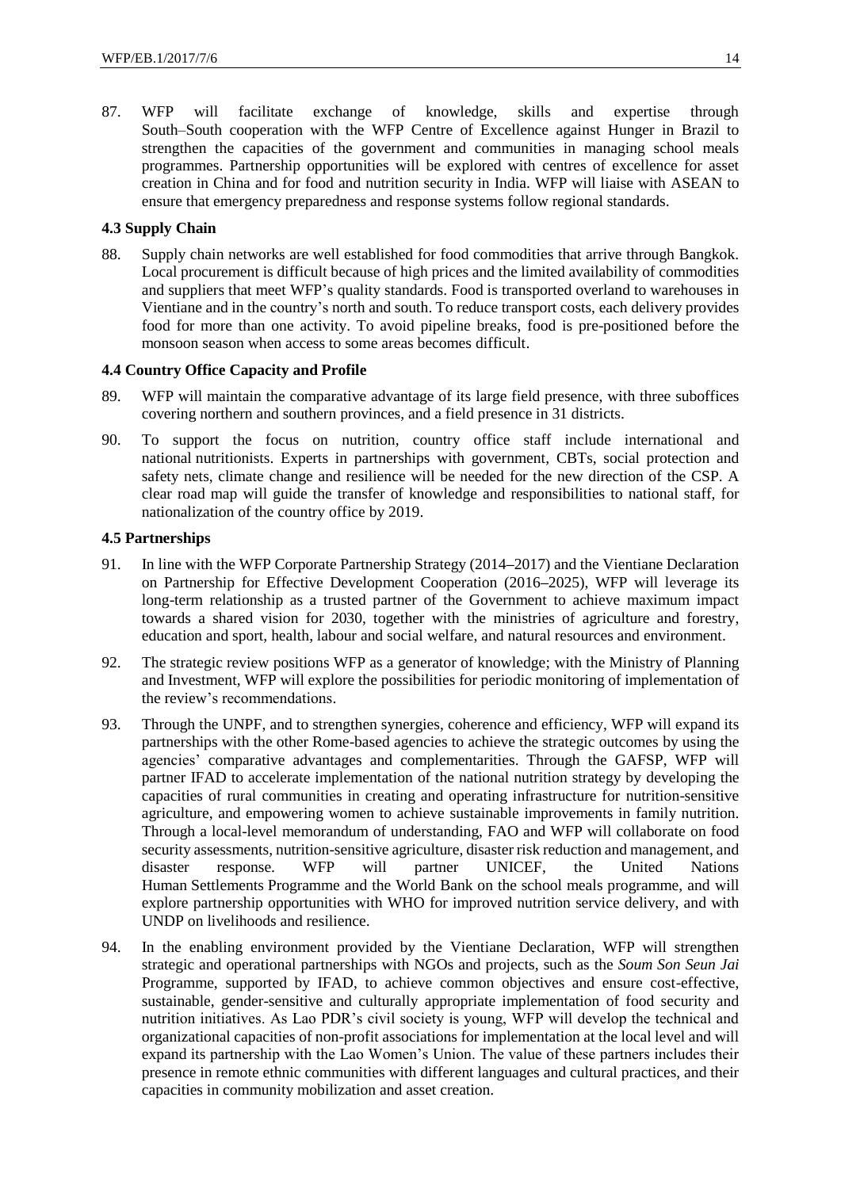87. WFP will facilitate exchange of knowledge, skills and expertise through South–South cooperation with the WFP Centre of Excellence against Hunger in Brazil to strengthen the capacities of the government and communities in managing school meals programmes. Partnership opportunities will be explored with centres of excellence for asset creation in China and for food and nutrition security in India. WFP will liaise with ASEAN to ensure that emergency preparedness and response systems follow regional standards.

### 4.3 Supply Chain

88. Supply chain networks are well established for food commodities that arrive through Bangkok. Local procurement is difficult because of high prices and the limited availability of commodities and suppliers that meet WFP's quality standards. Food is transported overland to warehouses in Vientiane and in the country's north and south. To reduce transport costs, each delivery provides food for more than one activity. To avoid pipeline breaks, food is pre-positioned before the monsoon season when access to some areas becomes difficult.

### 4.4 Country Office Capacity and Profile

89. WFP will maintain the comparative advantage of its large field presence, with three suboffices covering northern and southern provinces, and a field presence in 31 districts.

90. To support the focus on nutrition, country office staff include international and national nutritionists. Experts in partnerships with government, CBTs, social protection and safety nets, climate change and resilience will be needed for the new direction of the CSP. A clear road map will guide the transfer of knowledge and responsibilities to national staff, for nationalization of the country office by 2019.

### 4.5 Partnerships

91. In line with the WFP Corporate Partnership Strategy (2014–2017) and the Vientiane Declaration on Partnership for Effective Development Cooperation (2016–2025), WFP will leverage its long-term relationship as a trusted partner of the Government to achieve maximum impact towards a shared vision for 2030, together with the ministries of agriculture and forestry, education and sport, health, labour and social welfare, and natural resources and environment.

92. The strategic review positions WFP as a generator of knowledge; with the Ministry of Planning and Investment, WFP will explore the possibilities for periodic monitoring of implementation of the review's recommendations.

93. Through the UNPF, and to strengthen synergies, coherence and efficiency, WFP will expand its partnerships with the other Rome-based agencies to achieve the strategic outcomes by using the agencies' comparative advantages and complementarities. Through the GAFSP, WFP will partner IFAD to accelerate implementation of the national nutrition strategy by developing the capacities of rural communities in creating and operating infrastructure for nutrition-sensitive agriculture, and empowering women to achieve sustainable improvements in family nutrition. Through a local-level memorandum of understanding, FAO and WFP will collaborate on food security assessments, nutrition-sensitive agriculture, disaster risk reduction and management, and disaster response. WFP will partner UNICEF, the United Nations Human Settlements Programme and the World Bank on the school meals programme, and will explore partnership opportunities with WHO for improved nutrition service delivery, and with UNDP on livelihoods and resilience.

94. In the enabling environment provided by the Vientiane Declaration, WFP will strengthen strategic and operational partnerships with NGOs and projects, such as the *Soum Son Seun Jai* Programme, supported by IFAD, to achieve common objectives and ensure cost-effective, sustainable, gender-sensitive and culturally appropriate implementation of food security and nutrition initiatives. As Lao PDR's civil society is young, WFP will develop the technical and organizational capacities of non-profit associations for implementation at the local level and will expand its partnership with the Lao Women's Union. The value of these partners includes their presence in remote ethnic communities with different languages and cultural practices, and their capacities in community mobilization and asset creation.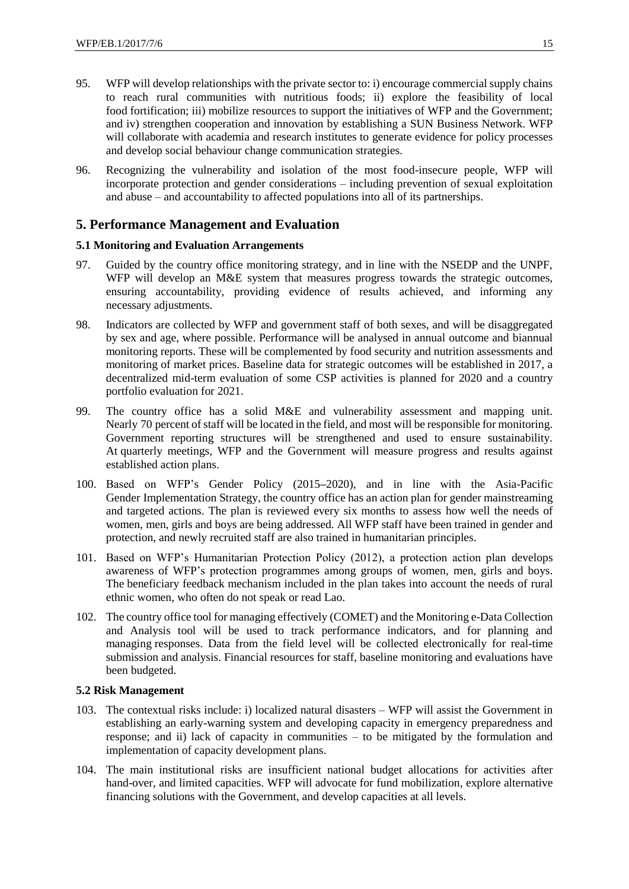95. WFP will develop relationships with the private sector to: i) encourage commercial supply chains to reach rural communities with nutritious foods; ii) explore the feasibility of local food fortification; iii) mobilize resources to support the initiatives of WFP and the Government; and iv) strengthen cooperation and innovation by establishing a SUN Business Network. WFP will collaborate with academia and research institutes to generate evidence for policy processes and develop social behaviour change communication strategies.

96. Recognizing the vulnerability and isolation of the most food-insecure people, WFP will incorporate protection and gender considerations – including prevention of sexual exploitation and abuse – and accountability to affected populations into all of its partnerships.

## 5. Performance Management and Evaluation

### 5.1 Monitoring and Evaluation Arrangements

97. Guided by the country office monitoring strategy, and in line with the NSEDP and the UNPF, WFP will develop an M&E system that measures progress towards the strategic outcomes, ensuring accountability, providing evidence of results achieved, and informing any necessary adjustments.

98. Indicators are collected by WFP and government staff of both sexes, and will be disaggregated by sex and age, where possible. Performance will be analysed in annual outcome and biannual monitoring reports. These will be complemented by food security and nutrition assessments and monitoring of market prices. Baseline data for strategic outcomes will be established in 2017, a decentralized mid-term evaluation of some CSP activities is planned for 2020 and a country portfolio evaluation for 2021.

99. The country office has a solid M&E and vulnerability assessment and mapping unit. Nearly 70 percent of staff will be located in the field, and most will be responsible for monitoring. Government reporting structures will be strengthened and used to ensure sustainability. At quarterly meetings, WFP and the Government will measure progress and results against established action plans.

100. Based on WFP's Gender Policy (2015–2020), and in line with the Asia-Pacific Gender Implementation Strategy, the country office has an action plan for gender mainstreaming and targeted actions. The plan is reviewed every six months to assess how well the needs of women, men, girls and boys are being addressed. All WFP staff have been trained in gender and protection, and newly recruited staff are also trained in humanitarian principles.

101. Based on WFP's Humanitarian Protection Policy (2012), a protection action plan develops awareness of WFP's protection programmes among groups of women, men, girls and boys. The beneficiary feedback mechanism included in the plan takes into account the needs of rural ethnic women, who often do not speak or read Lao.

102. The country office tool for managing effectively (COMET) and the Monitoring e-Data Collection and Analysis tool will be used to track performance indicators, and for planning and managing responses. Data from the field level will be collected electronically for real-time submission and analysis. Financial resources for staff, baseline monitoring and evaluations have been budgeted.

### 5.2 Risk Management

103. The contextual risks include: i) localized natural disasters – WFP will assist the Government in establishing an early-warning system and developing capacity in emergency preparedness and response; and ii) lack of capacity in communities – to be mitigated by the formulation and implementation of capacity development plans.

104. The main institutional risks are insufficient national budget allocations for activities after hand-over, and limited capacities. WFP will advocate for fund mobilization, explore alternative financing solutions with the Government, and develop capacities at all levels.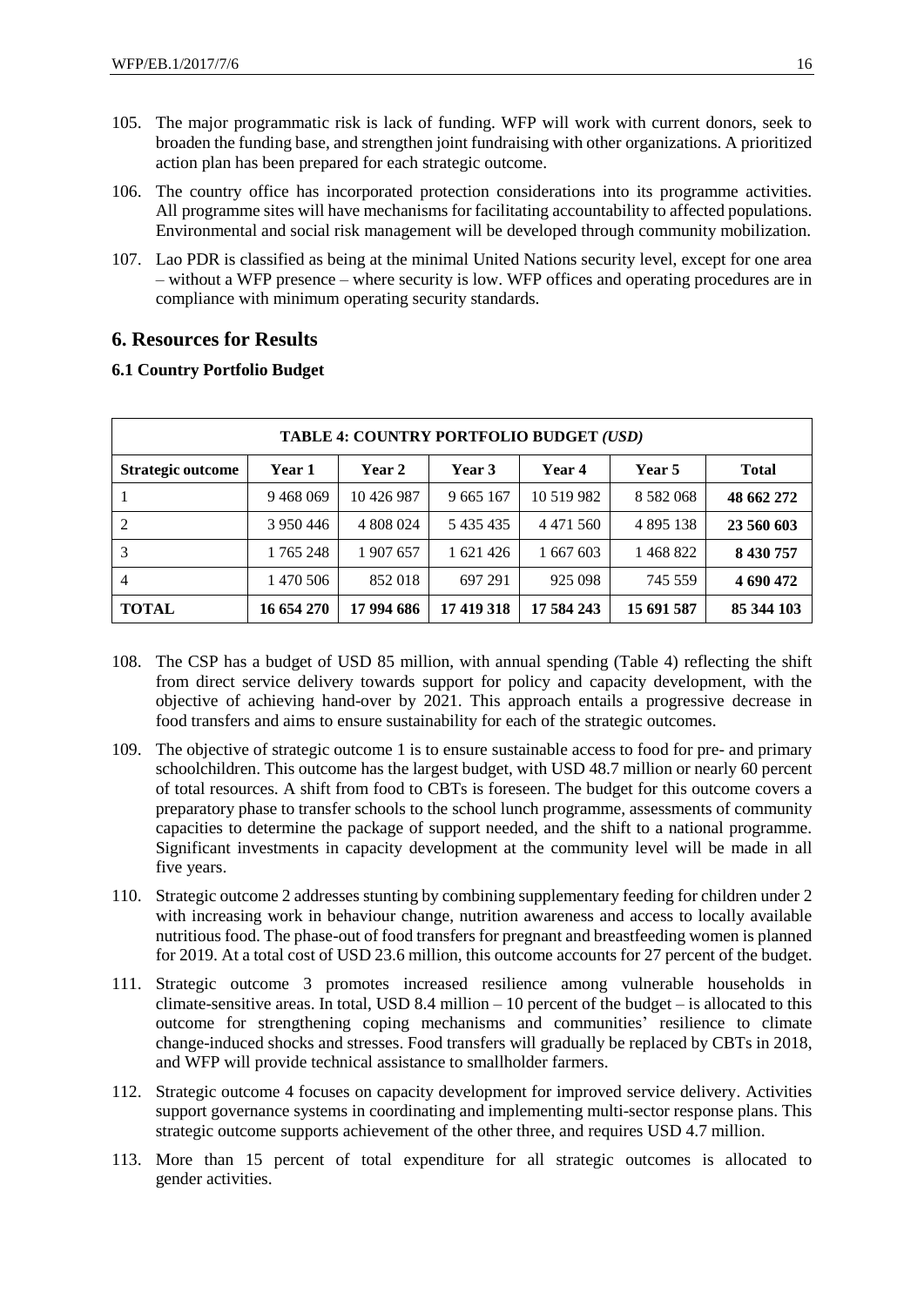105. The major programmatic risk is lack of funding. WFP will work with current donors, seek to broaden the funding base, and strengthen joint fundraising with other organizations. A prioritized action plan has been prepared for each strategic outcome.

106. The country office has incorporated protection considerations into its programme activities. All programme sites will have mechanisms for facilitating accountability to affected populations. Environmental and social risk management will be developed through community mobilization.

107. Lao PDR is classified as being at the minimal United Nations security level, except for one area – without a WFP presence – where security is low. WFP offices and operating procedures are in compliance with minimum operating security standards.

## 6. Resources for Results

### 6.1 Country Portfolio Budget

| TABLE 4: COUNTRY PORTFOLIO BUDGET *(USD)* | | | | | | |
|---|---|---|---|---|---|---|
| **Strategic outcome** | **Year 1** | **Year 2** | **Year 3** | **Year 4** | **Year 5** | **Total** |
| 1 | 9 468 069 | 10 426 987 | 9 665 167 | 10 519 982 | 8 582 068 | **48 662 272** |
| 2 | 3 950 446 | 4 808 024 | 5 435 435 | 4 471 560 | 4 895 138 | **23 560 603** |
| 3 | 1 765 248 | 1 907 657 | 1 621 426 | 1 667 603 | 1 468 822 | **8 430 757** |
| 4 | 1 470 506 | 852 018 | 697 291 | 925 098 | 745 559 | **4 690 472** |
| **TOTAL** | **16 654 270** | **17 994 686** | **17 419 318** | **17 584 243** | **15 691 587** | **85 344 103** |

108. The CSP has a budget of USD 85 million, with annual spending (Table 4) reflecting the shift from direct service delivery towards support for policy and capacity development, with the objective of achieving hand-over by 2021. This approach entails a progressive decrease in food transfers and aims to ensure sustainability for each of the strategic outcomes.

109. The objective of strategic outcome 1 is to ensure sustainable access to food for pre- and primary schoolchildren. This outcome has the largest budget, with USD 48.7 million or nearly 60 percent of total resources. A shift from food to CBTs is foreseen. The budget for this outcome covers a preparatory phase to transfer schools to the school lunch programme, assessments of community capacities to determine the package of support needed, and the shift to a national programme. Significant investments in capacity development at the community level will be made in all five years.

110. Strategic outcome 2 addresses stunting by combining supplementary feeding for children under 2 with increasing work in behaviour change, nutrition awareness and access to locally available nutritious food. The phase-out of food transfers for pregnant and breastfeeding women is planned for 2019. At a total cost of USD 23.6 million, this outcome accounts for 27 percent of the budget.

111. Strategic outcome 3 promotes increased resilience among vulnerable households in climate-sensitive areas. In total, USD 8.4 million – 10 percent of the budget – is allocated to this outcome for strengthening coping mechanisms and communities' resilience to climate change-induced shocks and stresses. Food transfers will gradually be replaced by CBTs in 2018, and WFP will provide technical assistance to smallholder farmers.

112. Strategic outcome 4 focuses on capacity development for improved service delivery. Activities support governance systems in coordinating and implementing multi-sector response plans. This strategic outcome supports achievement of the other three, and requires USD 4.7 million.

113. More than 15 percent of total expenditure for all strategic outcomes is allocated to gender activities.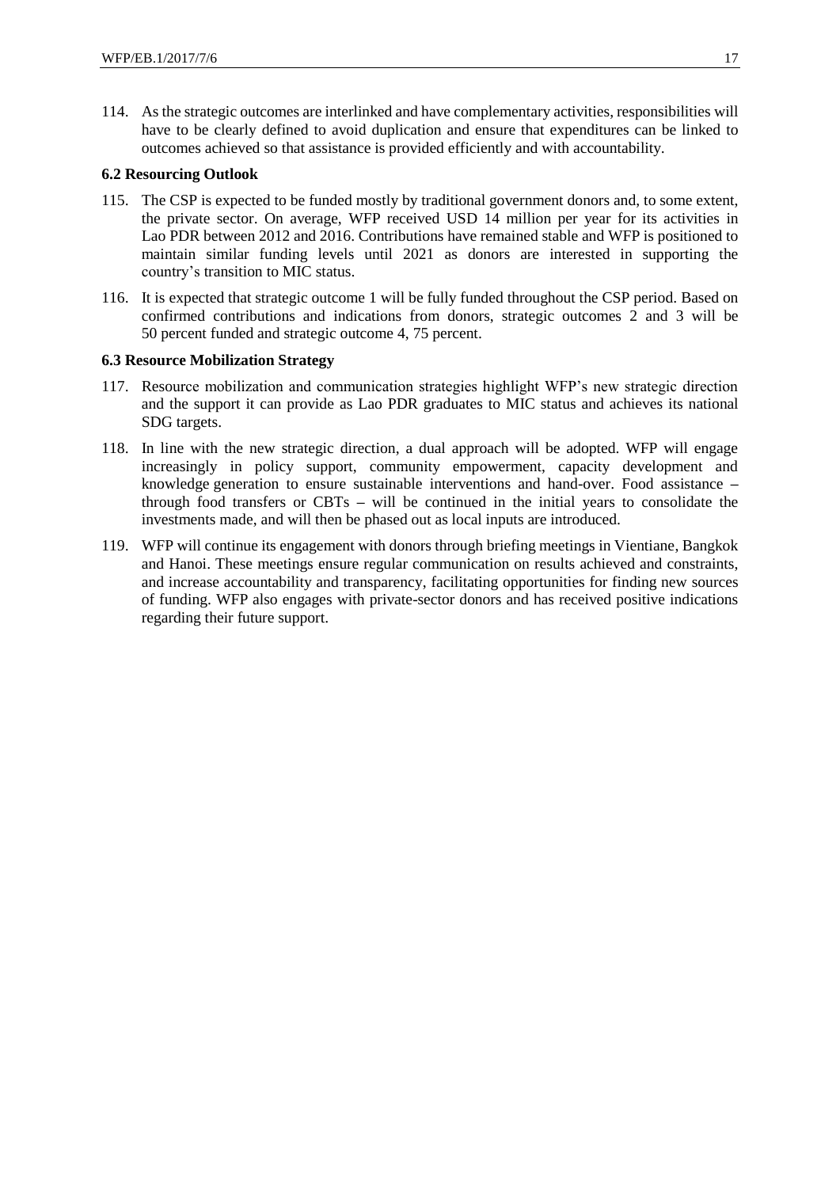114. As the strategic outcomes are interlinked and have complementary activities, responsibilities will have to be clearly defined to avoid duplication and ensure that expenditures can be linked to outcomes achieved so that assistance is provided efficiently and with accountability.

**6.2 Resourcing Outlook**

115. The CSP is expected to be funded mostly by traditional government donors and, to some extent, the private sector. On average, WFP received USD 14 million per year for its activities in Lao PDR between 2012 and 2016. Contributions have remained stable and WFP is positioned to maintain similar funding levels until 2021 as donors are interested in supporting the country's transition to MIC status.

116. It is expected that strategic outcome 1 will be fully funded throughout the CSP period. Based on confirmed contributions and indications from donors, strategic outcomes 2 and 3 will be 50 percent funded and strategic outcome 4, 75 percent.

**6.3 Resource Mobilization Strategy**

117. Resource mobilization and communication strategies highlight WFP's new strategic direction and the support it can provide as Lao PDR graduates to MIC status and achieves its national SDG targets.

118. In line with the new strategic direction, a dual approach will be adopted. WFP will engage increasingly in policy support, community empowerment, capacity development and knowledge generation to ensure sustainable interventions and hand-over. Food assistance – through food transfers or CBTs – will be continued in the initial years to consolidate the investments made, and will then be phased out as local inputs are introduced.

119. WFP will continue its engagement with donors through briefing meetings in Vientiane, Bangkok and Hanoi. These meetings ensure regular communication on results achieved and constraints, and increase accountability and transparency, facilitating opportunities for finding new sources of funding. WFP also engages with private-sector donors and has received positive indications regarding their future support.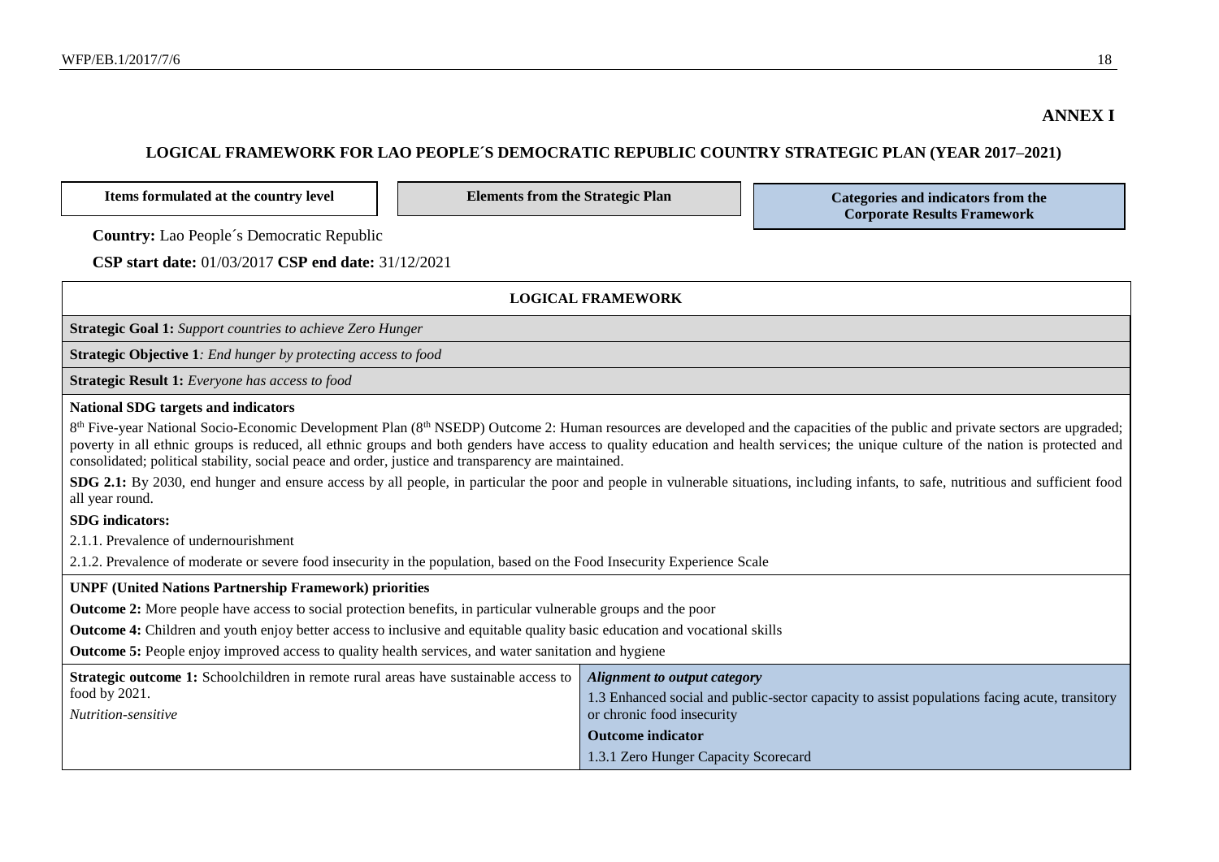## ANNEX I

### LOGICAL FRAMEWORK FOR LAO PEOPLE´S DEMOCRATIC REPUBLIC COUNTRY STRATEGIC PLAN (YEAR 2017–2021)

| Items formulated at the country level | Elements from the Strategic Plan | Categories and indicators from the Corporate Results Framework |
|---|---|---|

**Country:** Lao People´s Democratic Republic

**CSP start date:** 01/03/2017 **CSP end date:** 31/12/2021

**LOGICAL FRAMEWORK**

**Strategic Goal 1:** *Support countries to achieve Zero Hunger*

**Strategic Objective 1**: *End hunger by protecting access to food*

**Strategic Result 1:** *Everyone has access to food*

**National SDG targets and indicators**

8th Five-year National Socio-Economic Development Plan (8th NSEDP) Outcome 2: Human resources are developed and the capacities of the public and private sectors are upgraded; poverty in all ethnic groups is reduced, all ethnic groups and both genders have access to quality education and health services; the unique culture of the nation is protected and consolidated; political stability, social peace and order, justice and transparency are maintained.

**SDG 2.1:** By 2030, end hunger and ensure access by all people, in particular the poor and people in vulnerable situations, including infants, to safe, nutritious and sufficient food all year round.

**SDG indicators:**

2.1.1. Prevalence of undernourishment

2.1.2. Prevalence of moderate or severe food insecurity in the population, based on the Food Insecurity Experience Scale

**UNPF (United Nations Partnership Framework) priorities**

**Outcome 2:** More people have access to social protection benefits, in particular vulnerable groups and the poor

**Outcome 4:** Children and youth enjoy better access to inclusive and equitable quality basic education and vocational skills

**Outcome 5:** People enjoy improved access to quality health services, and water sanitation and hygiene

| | |
|---|---|
| **Strategic outcome 1:** Schoolchildren in remote rural areas have sustainable access to food by 2021.<br>*Nutrition-sensitive* | ***Alignment to output category***<br>1.3 Enhanced social and public-sector capacity to assist populations facing acute, transitory or chronic food insecurity<br>**Outcome indicator**<br>1.3.1 Zero Hunger Capacity Scorecard |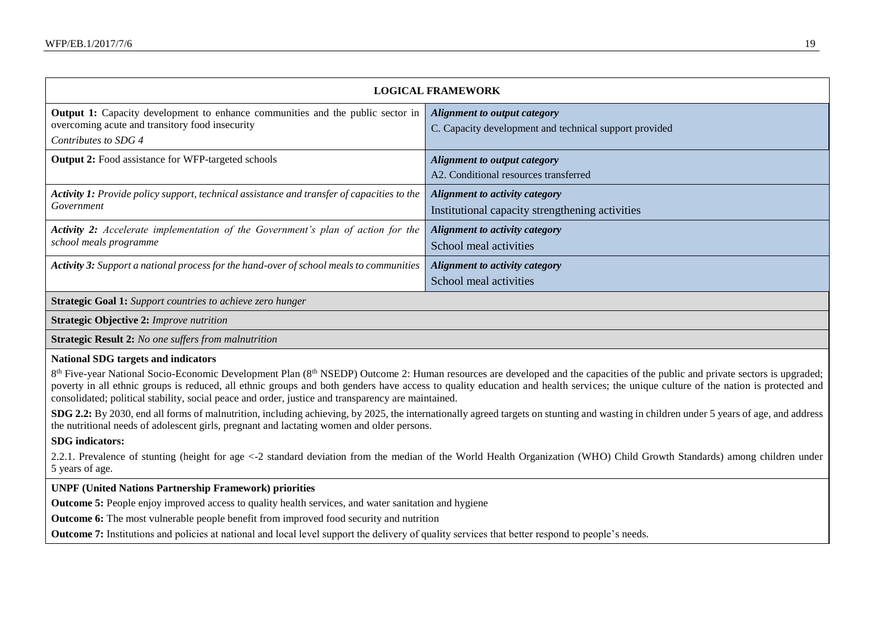| LOGICAL FRAMEWORK | |
|---|---|
| **Output 1:** Capacity development to enhance communities and the public sector in overcoming acute and transitory food insecurity<br>*Contributes to SDG 4* | ***Alignment to output category***<br>C. Capacity development and technical support provided |
| **Output 2:** Food assistance for WFP-targeted schools | ***Alignment to output category***<br>A2. Conditional resources transferred |
| ***Activity 1:*** *Provide policy support, technical assistance and transfer of capacities to the Government* | ***Alignment to activity category***<br>Institutional capacity strengthening activities |
| ***Activity 2:*** *Accelerate implementation of the Government's plan of action for the school meals programme* | ***Alignment to activity category***<br>School meal activities |
| ***Activity 3:*** *Support a national process for the hand-over of school meals to communities* | ***Alignment to activity category***<br>School meal activities |
| **Strategic Goal 1:** *Support countries to achieve zero hunger* | |
| **Strategic Objective 2:** *Improve nutrition* | |
| **Strategic Result 2:** *No one suffers from malnutrition* | |

**National SDG targets and indicators**

8th Five-year National Socio-Economic Development Plan (8th NSEDP) Outcome 2: Human resources are developed and the capacities of the public and private sectors is upgraded; poverty in all ethnic groups is reduced, all ethnic groups and both genders have access to quality education and health services; the unique culture of the nation is protected and consolidated; political stability, social peace and order, justice and transparency are maintained.

**SDG 2.2:** By 2030, end all forms of malnutrition, including achieving, by 2025, the internationally agreed targets on stunting and wasting in children under 5 years of age, and address the nutritional needs of adolescent girls, pregnant and lactating women and older persons.

**SDG indicators:**

2.2.1. Prevalence of stunting (height for age <-2 standard deviation from the median of the World Health Organization (WHO) Child Growth Standards) among children under 5 years of age.

**UNPF (United Nations Partnership Framework) priorities**

**Outcome 5:** People enjoy improved access to quality health services, and water sanitation and hygiene

**Outcome 6:** The most vulnerable people benefit from improved food security and nutrition

**Outcome 7:** Institutions and policies at national and local level support the delivery of quality services that better respond to people's needs.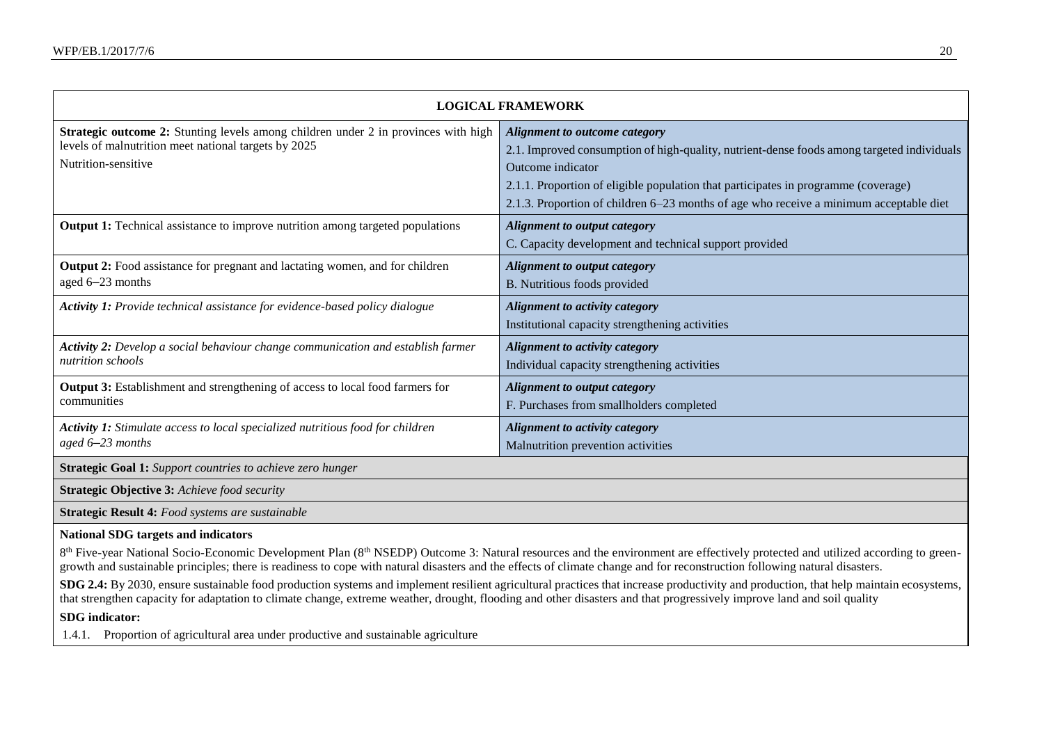| LOGICAL FRAMEWORK | |
|---|---|
| **Strategic outcome 2:** Stunting levels among children under 2 in provinces with high levels of malnutrition meet national targets by 2025<br>Nutrition-sensitive | ***Alignment to outcome category***<br>2.1. Improved consumption of high-quality, nutrient-dense foods among targeted individuals<br>Outcome indicator<br>2.1.1. Proportion of eligible population that participates in programme (coverage)<br>2.1.3. Proportion of children 6–23 months of age who receive a minimum acceptable diet |
| **Output 1:** Technical assistance to improve nutrition among targeted populations | ***Alignment to output category***<br>C. Capacity development and technical support provided |
| **Output 2:** Food assistance for pregnant and lactating women, and for children aged 6–23 months | ***Alignment to output category***<br>B. Nutritious foods provided |
| ***Activity 1:*** *Provide technical assistance for evidence-based policy dialogue* | ***Alignment to activity category***<br>Institutional capacity strengthening activities |
| ***Activity 2:*** *Develop a social behaviour change communication and establish farmer nutrition schools* | ***Alignment to activity category***<br>Individual capacity strengthening activities |
| **Output 3:** Establishment and strengthening of access to local food farmers for communities | ***Alignment to output category***<br>F. Purchases from smallholders completed |
| ***Activity 1:*** *Stimulate access to local specialized nutritious food for children aged 6–23 months* | ***Alignment to activity category***<br>Malnutrition prevention activities |
| **Strategic Goal 1:** *Support countries to achieve zero hunger* | |
| **Strategic Objective 3:** *Achieve food security* | |
| **Strategic Result 4:** *Food systems are sustainable* | |
| **National SDG targets and indicators**<br>8th Five-year National Socio-Economic Development Plan (8th NSEDP) Outcome 3: Natural resources and the environment are effectively protected and utilized according to green-growth and sustainable principles; there is readiness to cope with natural disasters and the effects of climate change and for reconstruction following natural disasters.<br>**SDG 2.4:** By 2030, ensure sustainable food production systems and implement resilient agricultural practices that increase productivity and production, that help maintain ecosystems, that strengthen capacity for adaptation to climate change, extreme weather, drought, flooding and other disasters and that progressively improve land and soil quality<br>**SDG indicator:**<br>1.4.1. Proportion of agricultural area under productive and sustainable agriculture | |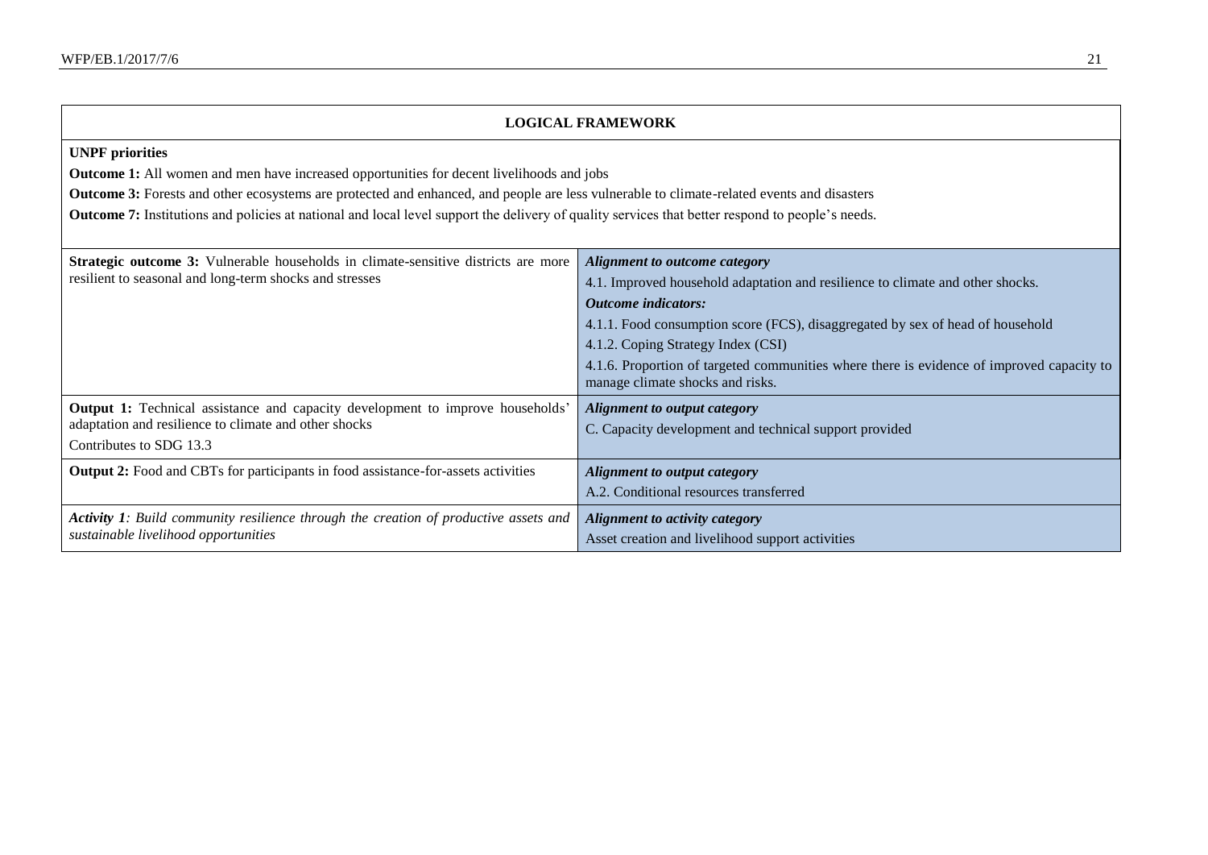## LOGICAL FRAMEWORK

**UNPF priorities**

**Outcome 1:** All women and men have increased opportunities for decent livelihoods and jobs

**Outcome 3:** Forests and other ecosystems are protected and enhanced, and people are less vulnerable to climate-related events and disasters

**Outcome 7:** Institutions and policies at national and local level support the delivery of quality services that better respond to people's needs.

| | |
|---|---|
| **Strategic outcome 3:** Vulnerable households in climate-sensitive districts are more resilient to seasonal and long-term shocks and stresses | ***Alignment to outcome category***<br>4.1. Improved household adaptation and resilience to climate and other shocks.<br>***Outcome indicators:***<br>4.1.1. Food consumption score (FCS), disaggregated by sex of head of household<br>4.1.2. Coping Strategy Index (CSI)<br>4.1.6. Proportion of targeted communities where there is evidence of improved capacity to manage climate shocks and risks. |
| **Output 1:** Technical assistance and capacity development to improve households' adaptation and resilience to climate and other shocks<br>Contributes to SDG 13.3 | ***Alignment to output category***<br>C. Capacity development and technical support provided |
| **Output 2:** Food and CBTs for participants in food assistance-for-assets activities | ***Alignment to output category***<br>A.2. Conditional resources transferred |
| ***Activity 1**: Build community resilience through the creation of productive assets and sustainable livelihood opportunities* | ***Alignment to activity category***<br>Asset creation and livelihood support activities |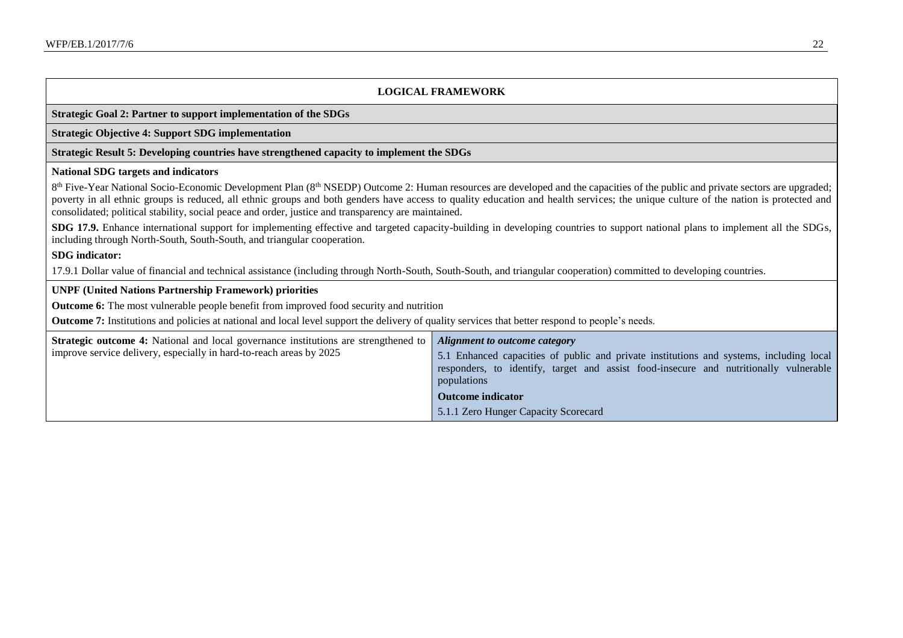## LOGICAL FRAMEWORK

**Strategic Goal 2: Partner to support implementation of the SDGs**

**Strategic Objective 4: Support SDG implementation**

**Strategic Result 5: Developing countries have strengthened capacity to implement the SDGs**

**National SDG targets and indicators**

8th Five-Year National Socio-Economic Development Plan (8th NSEDP) Outcome 2: Human resources are developed and the capacities of the public and private sectors are upgraded; poverty in all ethnic groups is reduced, all ethnic groups and both genders have access to quality education and health services; the unique culture of the nation is protected and consolidated; political stability, social peace and order, justice and transparency are maintained.

**SDG 17.9.** Enhance international support for implementing effective and targeted capacity-building in developing countries to support national plans to implement all the SDGs, including through North-South, South-South, and triangular cooperation.

**SDG indicator:**

17.9.1 Dollar value of financial and technical assistance (including through North-South, South-South, and triangular cooperation) committed to developing countries.

**UNPF (United Nations Partnership Framework) priorities**

**Outcome 6:** The most vulnerable people benefit from improved food security and nutrition

**Outcome 7:** Institutions and policies at national and local level support the delivery of quality services that better respond to people's needs.

| | |
|---|---|
| **Strategic outcome 4:** National and local governance institutions are strengthened to improve service delivery, especially in hard-to-reach areas by 2025 | ***Alignment to outcome category*** <br> 5.1 Enhanced capacities of public and private institutions and systems, including local responders, to identify, target and assist food-insecure and nutritionally vulnerable populations <br> **Outcome indicator** <br> 5.1.1 Zero Hunger Capacity Scorecard |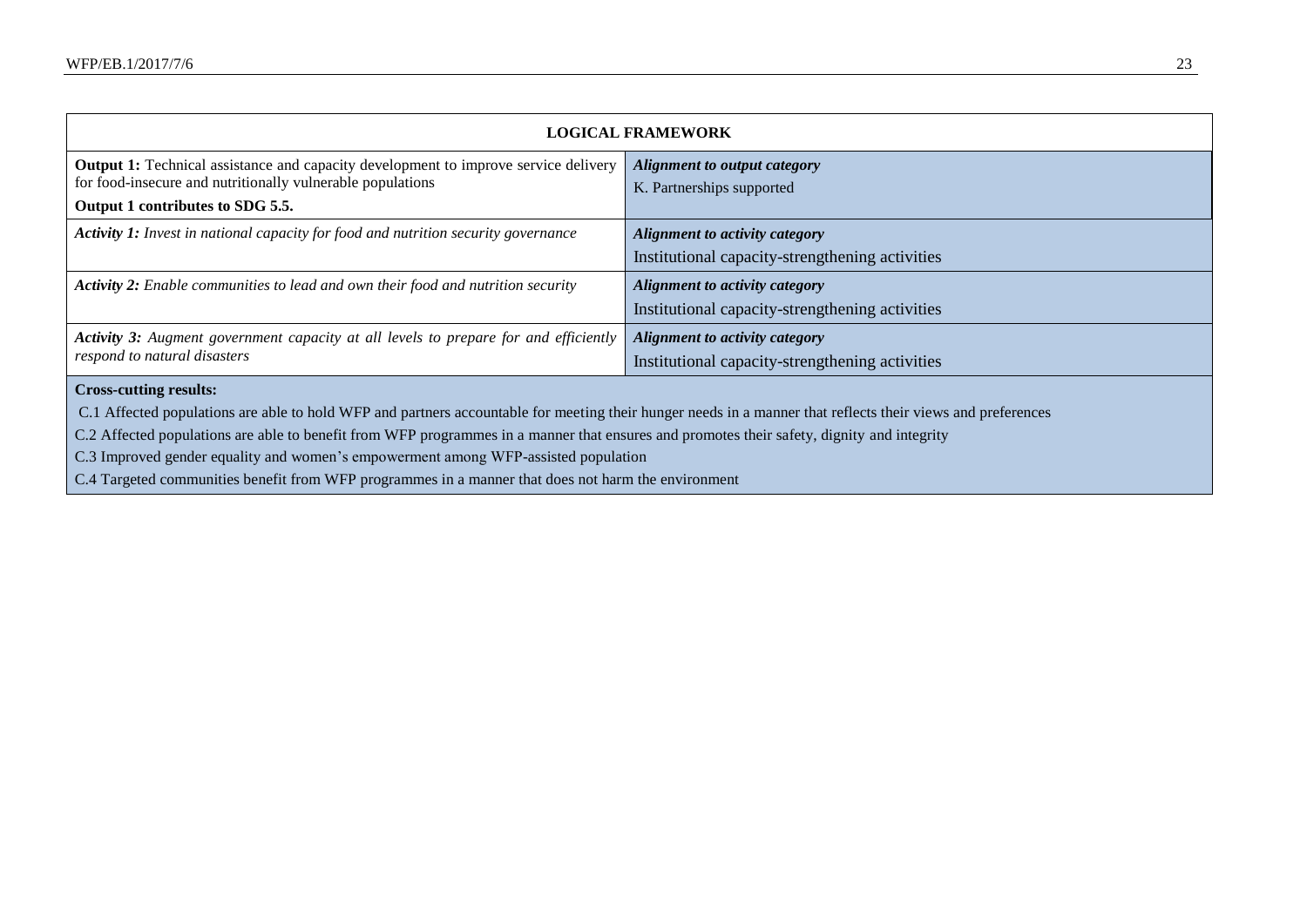| LOGICAL FRAMEWORK | |
|---|---|
| **Output 1:** Technical assistance and capacity development to improve service delivery for food-insecure and nutritionally vulnerable populations<br>**Output 1 contributes to SDG 5.5.** | ***Alignment to output category***<br>K. Partnerships supported |
| ***Activity 1:*** *Invest in national capacity for food and nutrition security governance* | ***Alignment to activity category***<br>Institutional capacity-strengthening activities |
| ***Activity 2:*** *Enable communities to lead and own their food and nutrition security* | ***Alignment to activity category***<br>Institutional capacity-strengthening activities |
| ***Activity 3:*** *Augment government capacity at all levels to prepare for and efficiently respond to natural disasters* | ***Alignment to activity category***<br>Institutional capacity-strengthening activities |
| **Cross-cutting results:**<br>C.1 Affected populations are able to hold WFP and partners accountable for meeting their hunger needs in a manner that reflects their views and preferences<br>C.2 Affected populations are able to benefit from WFP programmes in a manner that ensures and promotes their safety, dignity and integrity<br>C.3 Improved gender equality and women's empowerment among WFP-assisted population<br>C.4 Targeted communities benefit from WFP programmes in a manner that does not harm the environment | |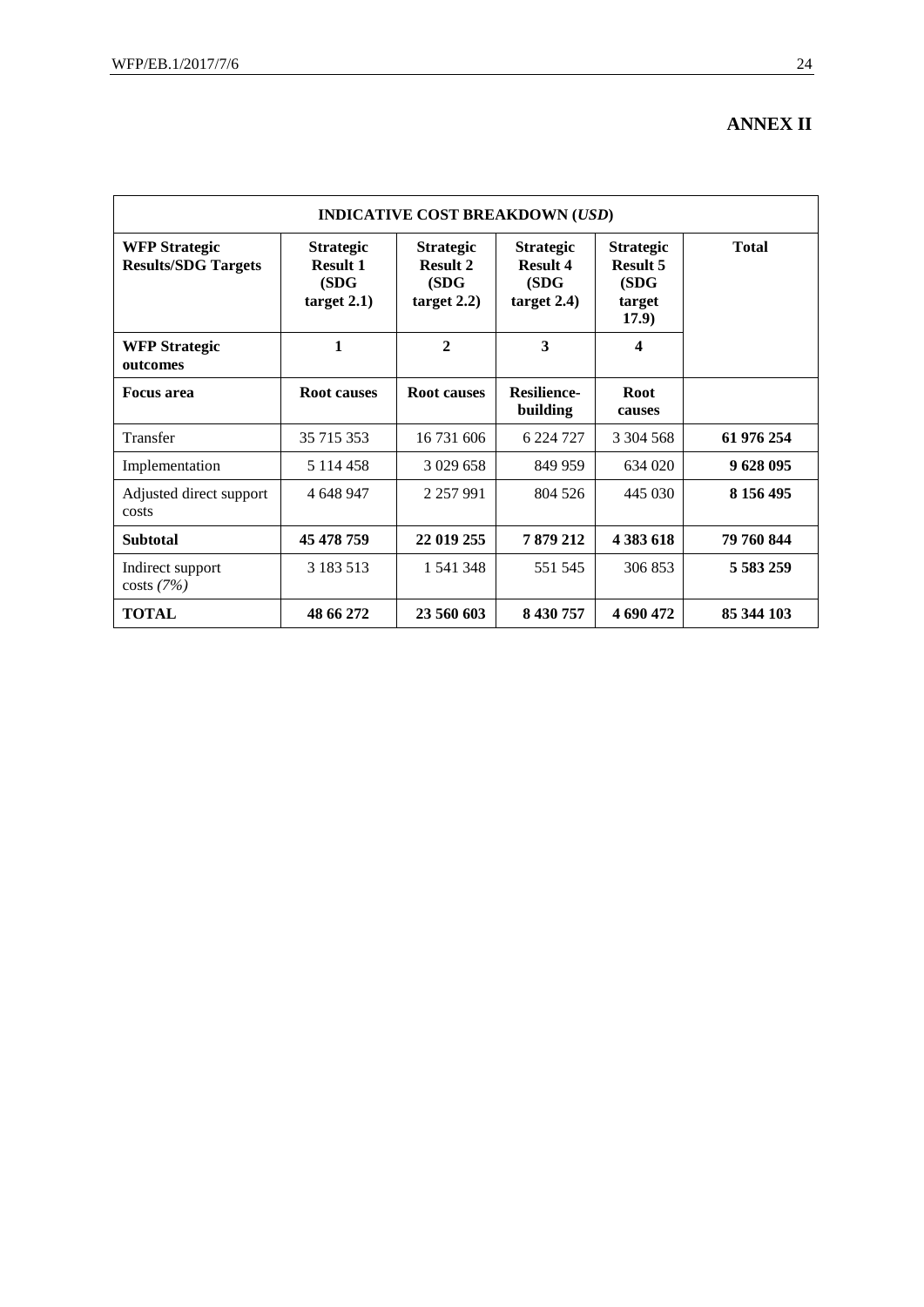# ANNEX II

| INDICATIVE COST BREAKDOWN (*USD*) | | | | | |
|---|---|---|---|---|---|
| **WFP Strategic Results/SDG Targets** | **Strategic Result 1 (SDG target 2.1)** | **Strategic Result 2 (SDG target 2.2)** | **Strategic Result 4 (SDG target 2.4)** | **Strategic Result 5 (SDG target 17.9)** | **Total** |
| **WFP Strategic outcomes** | **1** | **2** | **3** | **4** | |
| **Focus area** | **Root causes** | **Root causes** | **Resilience-building** | **Root causes** | |
| Transfer | 35 715 353 | 16 731 606 | 6 224 727 | 3 304 568 | **61 976 254** |
| Implementation | 5 114 458 | 3 029 658 | 849 959 | 634 020 | **9 628 095** |
| Adjusted direct support costs | 4 648 947 | 2 257 991 | 804 526 | 445 030 | **8 156 495** |
| **Subtotal** | **45 478 759** | **22 019 255** | **7 879 212** | **4 383 618** | **79 760 844** |
| Indirect support costs *(7%)* | 3 183 513 | 1 541 348 | 551 545 | 306 853 | **5 583 259** |
| **TOTAL** | **48 66 272** | **23 560 603** | **8 430 757** | **4 690 472** | **85 344 103** |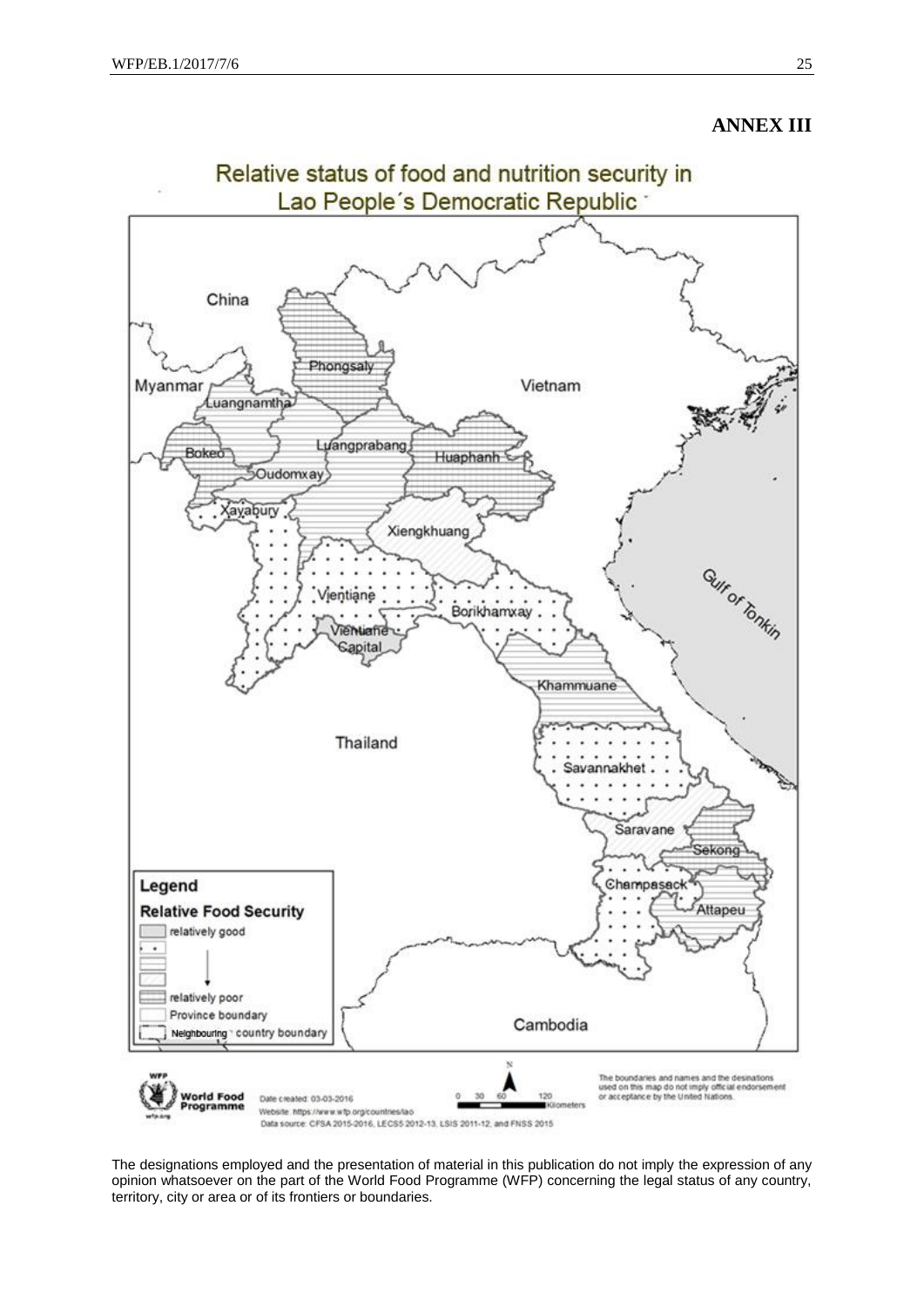**ANNEX III**

Relative status of food and nutrition security in Lao People´s Democratic Republic

China

Myanmar

Vietnam

Phongsaly

Luangnamtha

Bokeo

Luangprabang

Huaphanh

Oudomxay

Xayabury

Xiengkhuang

Vientiane

Borikhamxay

Vientiane Capital

Gulf of Tonkin

Khammuane

Thailand

Savannakhet

Saravane

Sekong

Champasack

Attapeu

Cambodia

**Legend**

**Relative Food Security**

- relatively good
- relatively poor
- Province boundary
- Neighbouring country boundary

World Food Programme

Date created: 03-03-2016

Website: https://www.wfp.org/countries/lao

Data source: CFSA 2015-2016, LECS5 2012-13, LSIS 2011-12, and FNSS 2015

0 30 60 120 Kilometers

The boundaries and names and the desinations used on this map do not imply official endorsement or acceptance by the United Nations.

The designations employed and the presentation of material in this publication do not imply the expression of any opinion whatsoever on the part of the World Food Programme (WFP) concerning the legal status of any country, territory, city or area or of its frontiers or boundaries.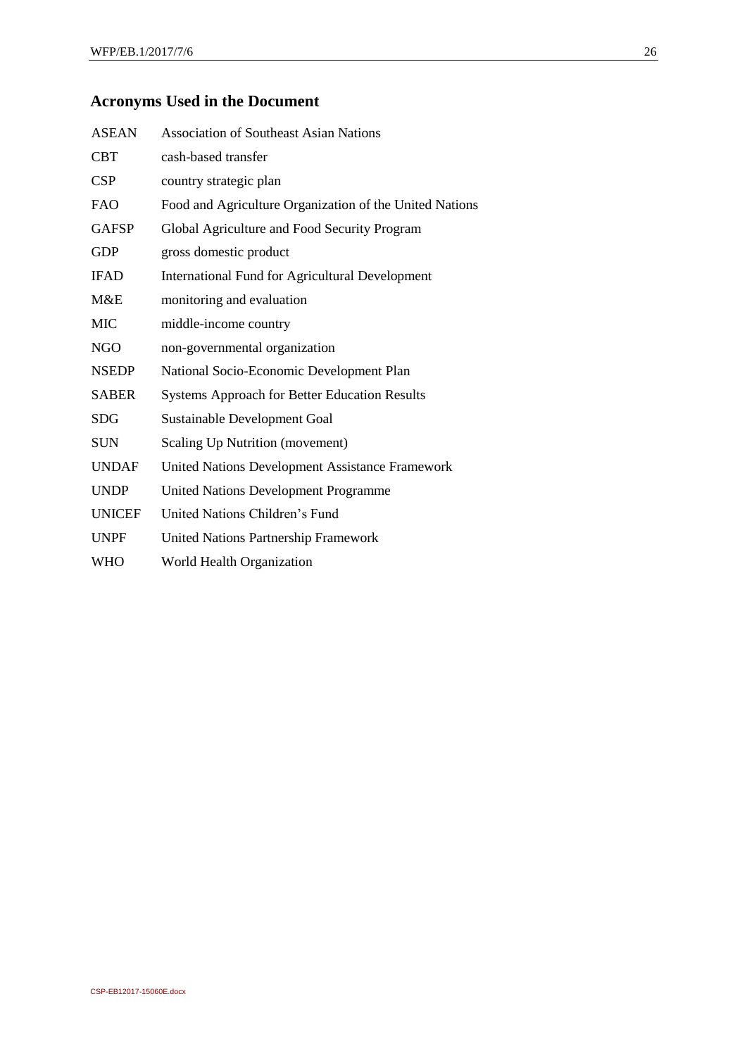## Acronyms Used in the Document

| | |
|---|---|
| ASEAN | Association of Southeast Asian Nations |
| CBT | cash-based transfer |
| CSP | country strategic plan |
| FAO | Food and Agriculture Organization of the United Nations |
| GAFSP | Global Agriculture and Food Security Program |
| GDP | gross domestic product |
| IFAD | International Fund for Agricultural Development |
| M&E | monitoring and evaluation |
| MIC | middle-income country |
| NGO | non-governmental organization |
| NSEDP | National Socio-Economic Development Plan |
| SABER | Systems Approach for Better Education Results |
| SDG | Sustainable Development Goal |
| SUN | Scaling Up Nutrition (movement) |
| UNDAF | United Nations Development Assistance Framework |
| UNDP | United Nations Development Programme |
| UNICEF | United Nations Children's Fund |
| UNPF | United Nations Partnership Framework |
| WHO | World Health Organization |

CSP-EB12017-15060E.docx